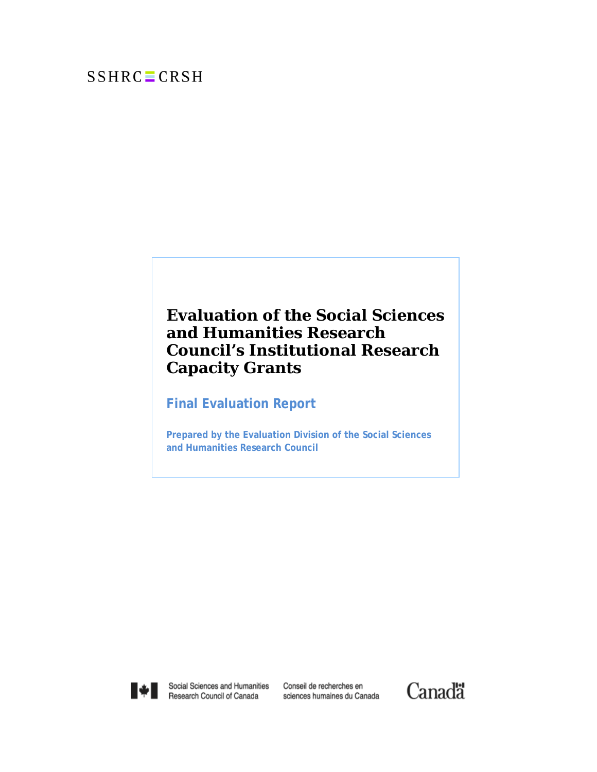SSHRC CRSH

# Evaluation of the Social Sciences and Humanities Research Council's Institutional Research Capacity Grants

## Final Evaluation Report

**Prepared by the Evaluation Division of the Social Sciences and Humanities Research Council**

Social Sciences and Humanities Research Council of Canada
Conseil de recherches en sciences humaines du Canada

Canada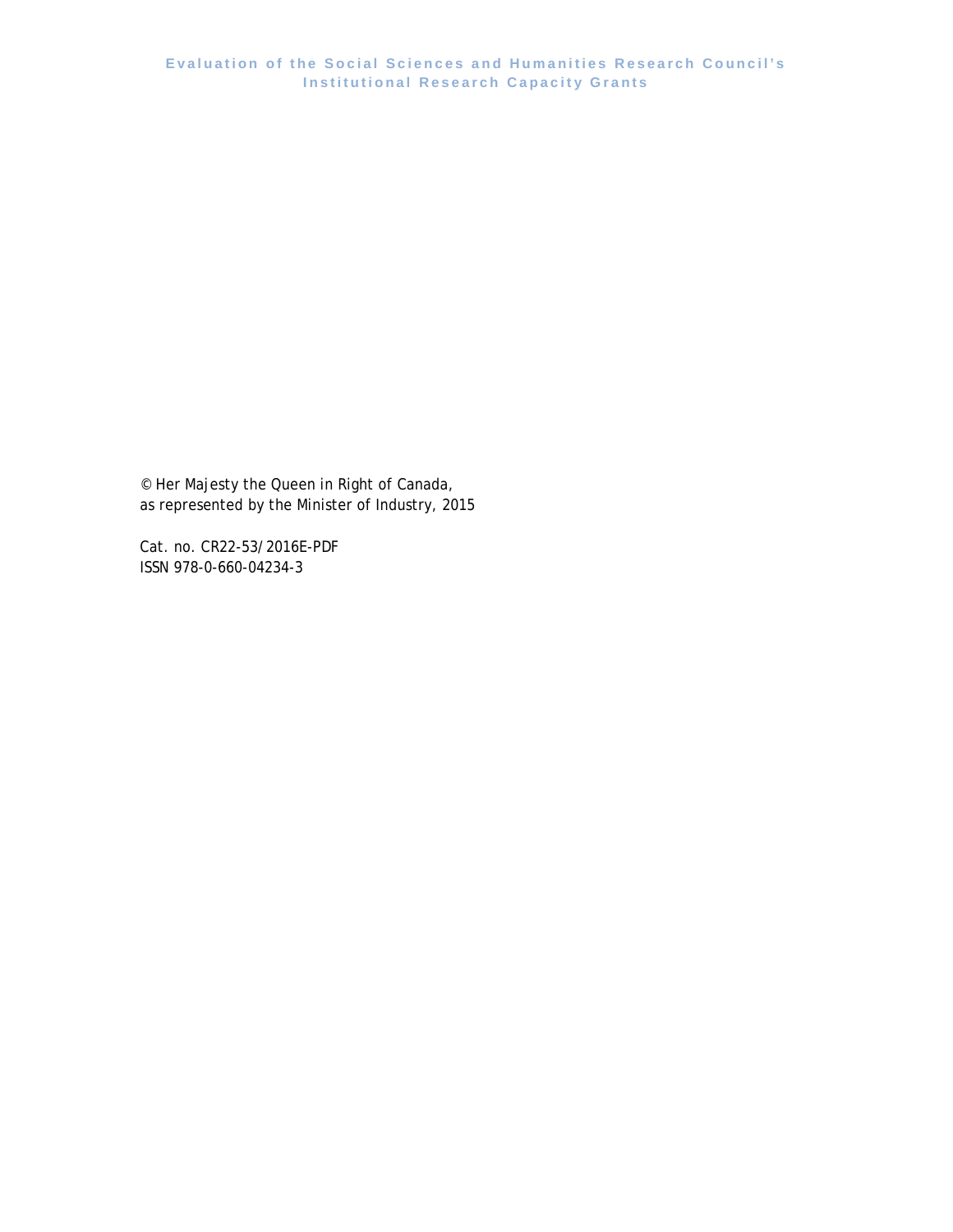© Her Majesty the Queen in Right of Canada,
as represented by the Minister of Industry, 2015

Cat. no. CR22-53/2016E-PDF
ISSN 978-0-660-04234-3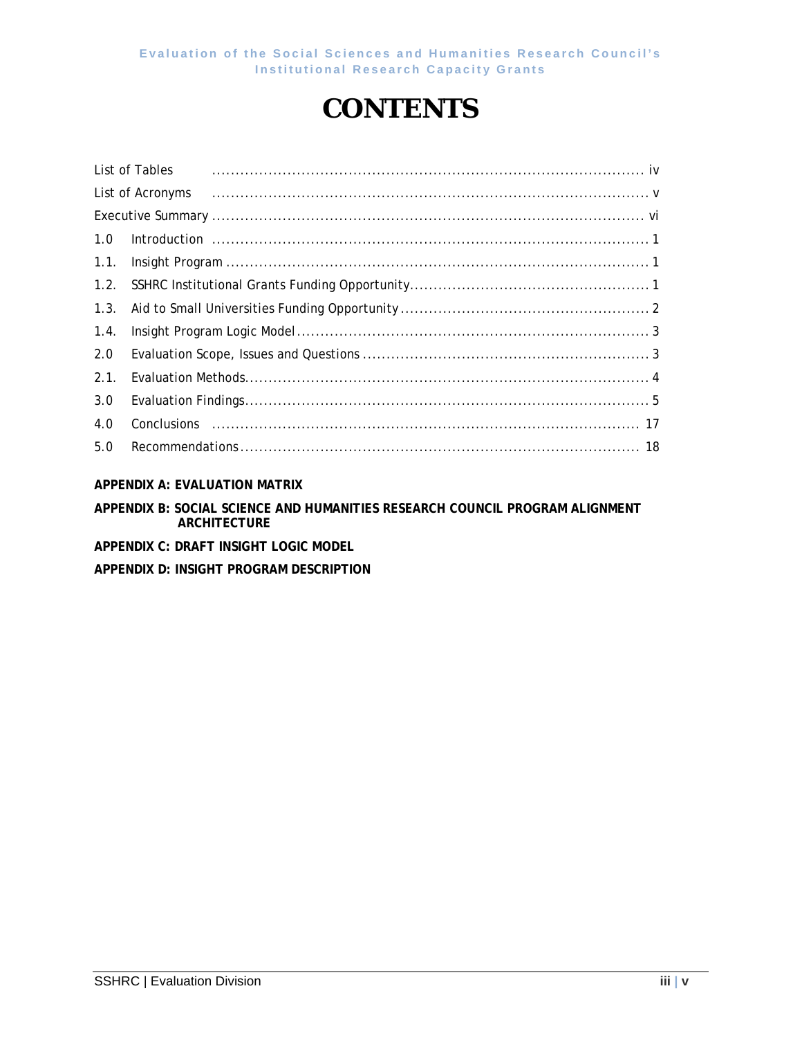# CONTENTS

List of Tables ..... iv

List of Acronyms ..... v

Executive Summary ..... vi

1.0 Introduction ..... 1

1.1. Insight Program ..... 1

1.2. SSHRC Institutional Grants Funding Opportunity ..... 1

1.3. Aid to Small Universities Funding Opportunity ..... 2

1.4. Insight Program Logic Model ..... 3

2.0 Evaluation Scope, Issues and Questions ..... 3

2.1. Evaluation Methods ..... 4

3.0 Evaluation Findings ..... 5

4.0 Conclusions ..... 17

5.0 Recommendations ..... 18

**APPENDIX A: EVALUATION MATRIX**

**APPENDIX B: SOCIAL SCIENCE AND HUMANITIES RESEARCH COUNCIL PROGRAM ALIGNMENT ARCHITECTURE**

**APPENDIX C: DRAFT INSIGHT LOGIC MODEL**

**APPENDIX D: INSIGHT PROGRAM DESCRIPTION**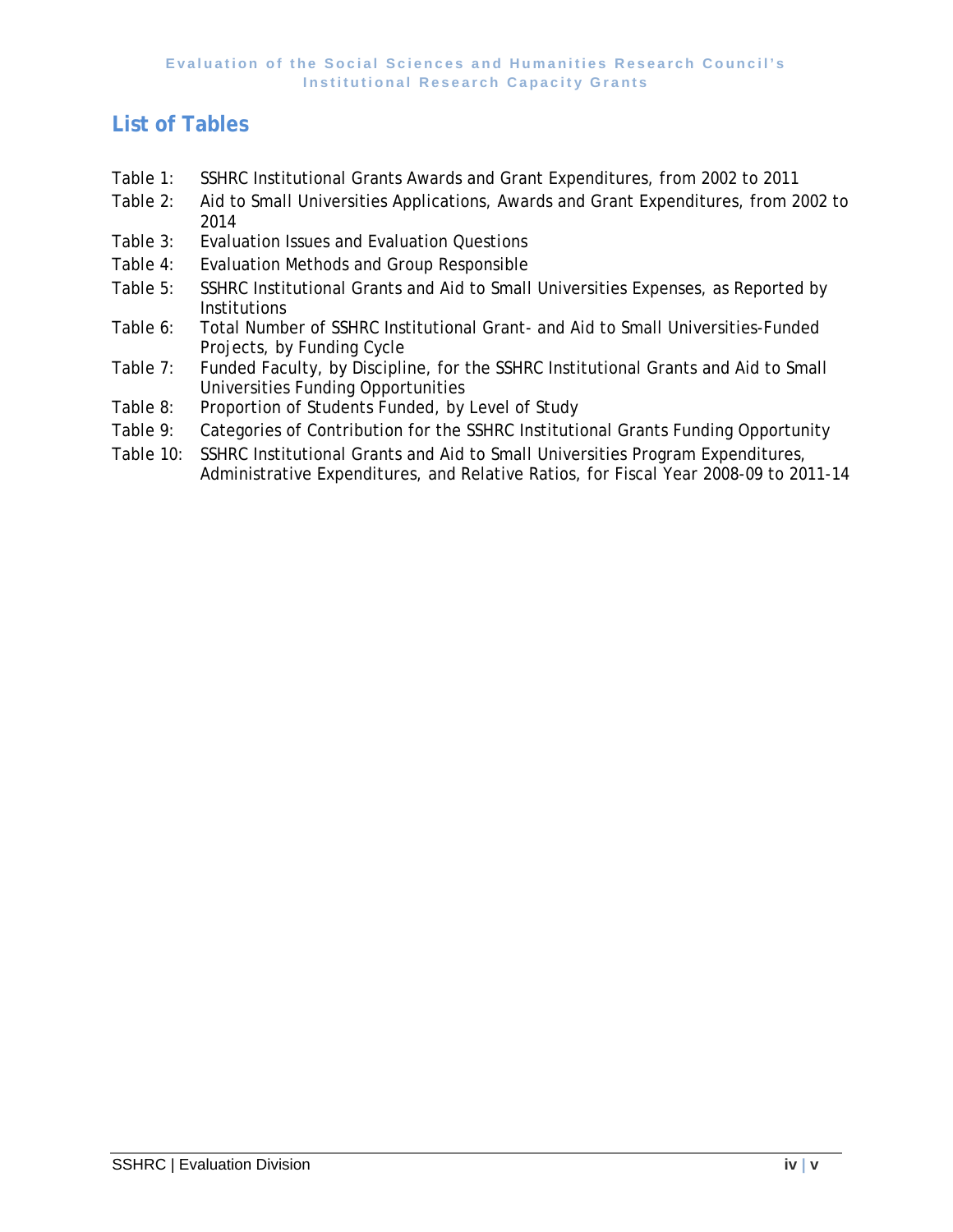## List of Tables

Table 1: SSHRC Institutional Grants Awards and Grant Expenditures, from 2002 to 2011

Table 2: Aid to Small Universities Applications, Awards and Grant Expenditures, from 2002 to 2014

Table 3: Evaluation Issues and Evaluation Questions

Table 4: Evaluation Methods and Group Responsible

Table 5: SSHRC Institutional Grants and Aid to Small Universities Expenses, as Reported by Institutions

Table 6: Total Number of SSHRC Institutional Grant- and Aid to Small Universities-Funded Projects, by Funding Cycle

Table 7: Funded Faculty, by Discipline, for the SSHRC Institutional Grants and Aid to Small Universities Funding Opportunities

Table 8: Proportion of Students Funded, by Level of Study

Table 9: Categories of Contribution for the SSHRC Institutional Grants Funding Opportunity

Table 10: SSHRC Institutional Grants and Aid to Small Universities Program Expenditures, Administrative Expenditures, and Relative Ratios, for Fiscal Year 2008-09 to 2011-14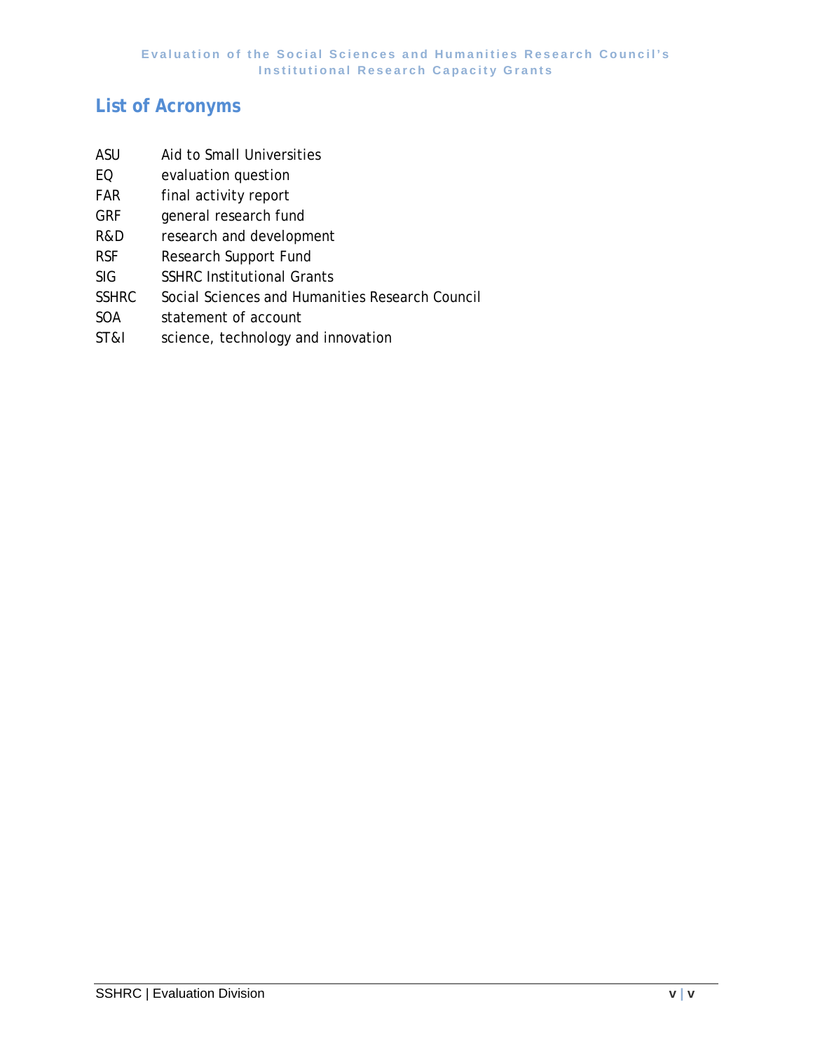## List of Acronyms

| | |
|---|---|
| ASU | Aid to Small Universities |
| EQ | evaluation question |
| FAR | final activity report |
| GRF | general research fund |
| R&D | research and development |
| RSF | Research Support Fund |
| SIG | SSHRC Institutional Grants |
| SSHRC | Social Sciences and Humanities Research Council |
| SOA | statement of account |
| ST&I | science, technology and innovation |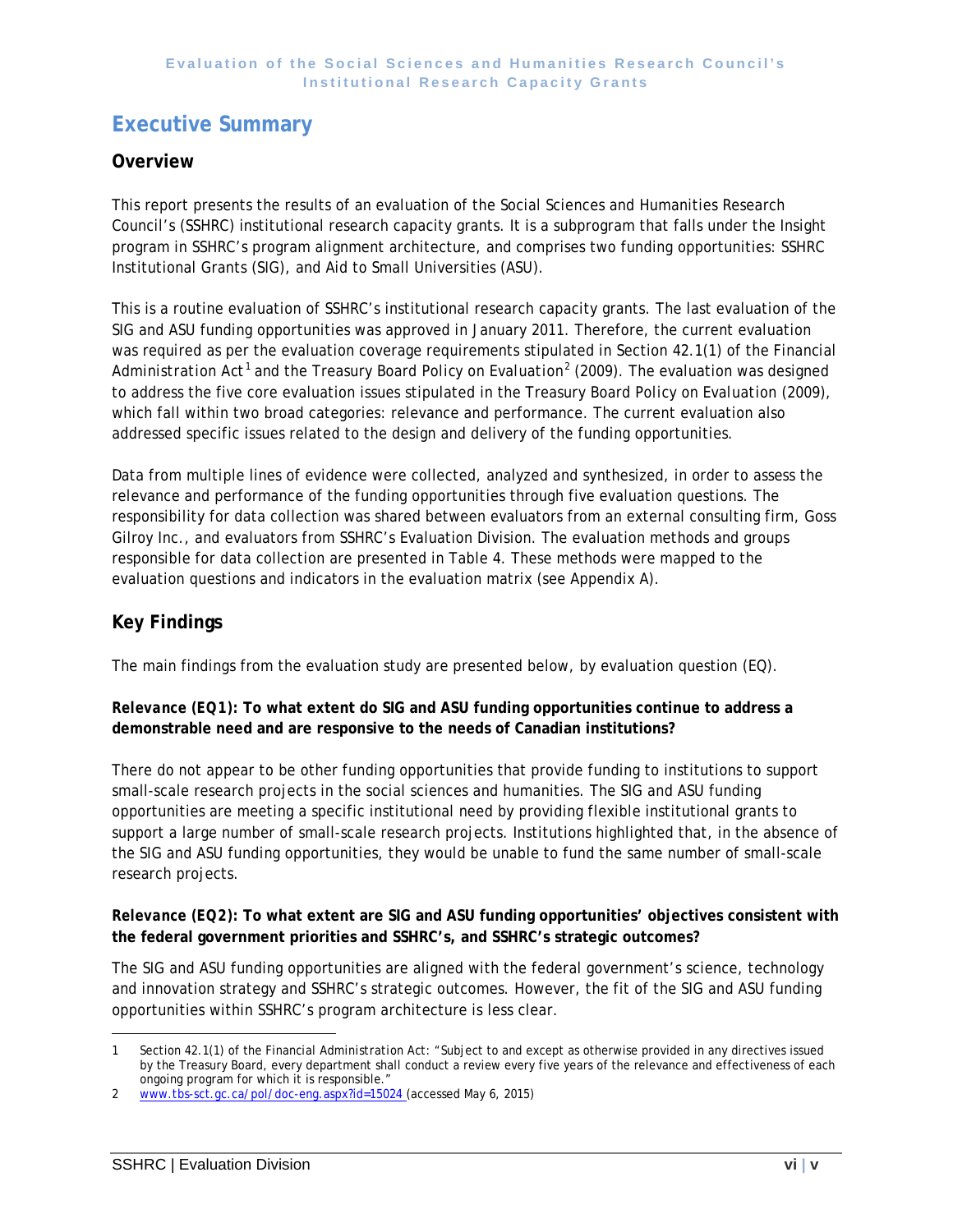# Executive Summary

## Overview

This report presents the results of an evaluation of the Social Sciences and Humanities Research Council's (SSHRC) institutional research capacity grants. It is a subprogram that falls under the Insight program in SSHRC's program alignment architecture, and comprises two funding opportunities: SSHRC Institutional Grants (SIG), and Aid to Small Universities (ASU).

This is a routine evaluation of SSHRC's institutional research capacity grants. The last evaluation of the SIG and ASU funding opportunities was approved in January 2011. Therefore, the current evaluation was required as per the evaluation coverage requirements stipulated in Section 42.1(1) of the *Financial Administration Act*[1] and the Treasury Board *Policy on Evaluation*[2] (2009). The evaluation was designed to address the five core evaluation issues stipulated in the Treasury Board *Policy on Evaluation* (2009), which fall within two broad categories: relevance and performance. The current evaluation also addressed specific issues related to the design and delivery of the funding opportunities.

Data from multiple lines of evidence were collected, analyzed and synthesized, in order to assess the relevance and performance of the funding opportunities through five evaluation questions. The responsibility for data collection was shared between evaluators from an external consulting firm, Goss Gilroy Inc., and evaluators from SSHRC's Evaluation Division. The evaluation methods and groups responsible for data collection are presented in Table 4. These methods were mapped to the evaluation questions and indicators in the evaluation matrix (see Appendix A).

## Key Findings

The main findings from the evaluation study are presented below, by evaluation question (EQ).

**Relevance (EQ1): To what extent do SIG and ASU funding opportunities continue to address a demonstrable need and are responsive to the needs of Canadian institutions?**

There do not appear to be other funding opportunities that provide funding to institutions to support small-scale research projects in the social sciences and humanities. The SIG and ASU funding opportunities are meeting a specific institutional need by providing flexible institutional grants to support a large number of small-scale research projects. Institutions highlighted that, in the absence of the SIG and ASU funding opportunities, they would be unable to fund the same number of small-scale research projects.

**Relevance (EQ2): To what extent are SIG and ASU funding opportunities' objectives consistent with the federal government priorities and SSHRC's, and SSHRC's strategic outcomes?**

The SIG and ASU funding opportunities are aligned with the federal government's science, technology and innovation strategy and SSHRC's strategic outcomes. However, the fit of the SIG and ASU funding opportunities within SSHRC's program architecture is less clear.

---

1 Section 42.1(1) of the *Financial Administration Act*: "Subject to and except as otherwise provided in any directives issued by the Treasury Board, every department shall conduct a review every five years of the relevance and effectiveness of each ongoing program for which it is responsible."

2 www.tbs-sct.gc.ca/pol/doc-eng.aspx?id=15024 (accessed May 6, 2015)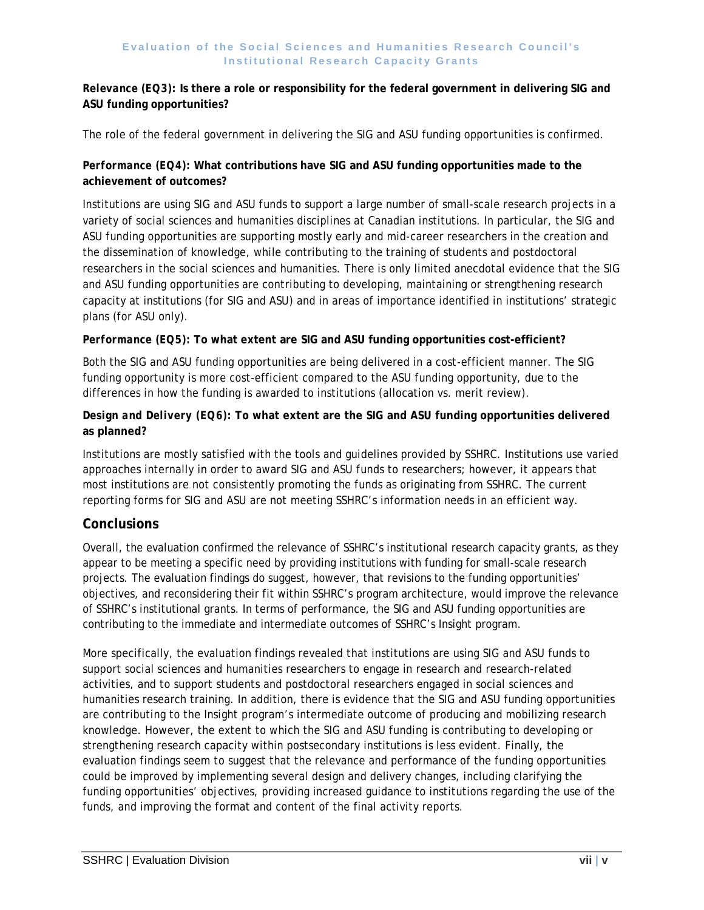***Relevance* (EQ3): Is there a role or responsibility for the federal government in delivering SIG and ASU funding opportunities?**

The role of the federal government in delivering the SIG and ASU funding opportunities is confirmed.

***Performance* (EQ4): What contributions have SIG and ASU funding opportunities made to the achievement of outcomes?**

Institutions are using SIG and ASU funds to support a large number of small-scale research projects in a variety of social sciences and humanities disciplines at Canadian institutions. In particular, the SIG and ASU funding opportunities are supporting mostly early and mid-career researchers in the creation and the dissemination of knowledge, while contributing to the training of students and postdoctoral researchers in the social sciences and humanities. There is only limited anecdotal evidence that the SIG and ASU funding opportunities are contributing to developing, maintaining or strengthening research capacity at institutions (for SIG and ASU) and in areas of importance identified in institutions' strategic plans (for ASU only).

***Performance* (EQ5): To what extent are SIG and ASU funding opportunities cost-efficient?**

Both the SIG and ASU funding opportunities are being delivered in a cost-efficient manner. The SIG funding opportunity is more cost-efficient compared to the ASU funding opportunity, due to the differences in how the funding is awarded to institutions (allocation vs. merit review).

***Design and Delivery* (EQ6): To what extent are the SIG and ASU funding opportunities delivered as planned?**

Institutions are mostly satisfied with the tools and guidelines provided by SSHRC. Institutions use varied approaches internally in order to award SIG and ASU funds to researchers; however, it appears that most institutions are not consistently promoting the funds as originating from SSHRC. The current reporting forms for SIG and ASU are not meeting SSHRC's information needs in an efficient way.

## Conclusions

Overall, the evaluation confirmed the relevance of SSHRC's institutional research capacity grants, as they appear to be meeting a specific need by providing institutions with funding for small-scale research projects. The evaluation findings do suggest, however, that revisions to the funding opportunities' objectives, and reconsidering their fit within SSHRC's program architecture, would improve the relevance of SSHRC's institutional grants. In terms of performance, the SIG and ASU funding opportunities are contributing to the immediate and intermediate outcomes of SSHRC's Insight program.

More specifically, the evaluation findings revealed that institutions are using SIG and ASU funds to support social sciences and humanities researchers to engage in research and research-related activities, and to support students and postdoctoral researchers engaged in social sciences and humanities research training. In addition, there is evidence that the SIG and ASU funding opportunities are contributing to the Insight program's intermediate outcome of producing and mobilizing research knowledge. However, the extent to which the SIG and ASU funding is contributing to developing or strengthening research capacity within postsecondary institutions is less evident. Finally, the evaluation findings seem to suggest that the relevance and performance of the funding opportunities could be improved by implementing several design and delivery changes, including clarifying the funding opportunities' objectives, providing increased guidance to institutions regarding the use of the funds, and improving the format and content of the final activity reports.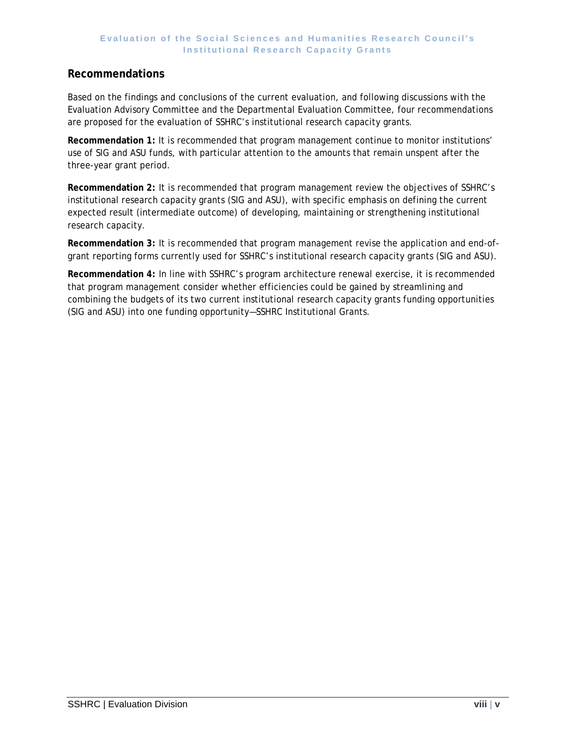## Recommendations

Based on the findings and conclusions of the current evaluation, and following discussions with the Evaluation Advisory Committee and the Departmental Evaluation Committee, four recommendations are proposed for the evaluation of SSHRC's institutional research capacity grants.

**Recommendation 1:** It is recommended that program management continue to monitor institutions' use of SIG and ASU funds, with particular attention to the amounts that remain unspent after the three-year grant period.

**Recommendation 2:** It is recommended that program management review the objectives of SSHRC's institutional research capacity grants (SIG and ASU), with specific emphasis on defining the current expected result (intermediate outcome) of developing, maintaining or strengthening institutional research capacity.

**Recommendation 3:** It is recommended that program management revise the application and end-of-grant reporting forms currently used for SSHRC's institutional research capacity grants (SIG and ASU).

**Recommendation 4:** In line with SSHRC's program architecture renewal exercise, it is recommended that program management consider whether efficiencies could be gained by streamlining and combining the budgets of its two current institutional research capacity grants funding opportunities (SIG and ASU) into one funding opportunity—SSHRC Institutional Grants.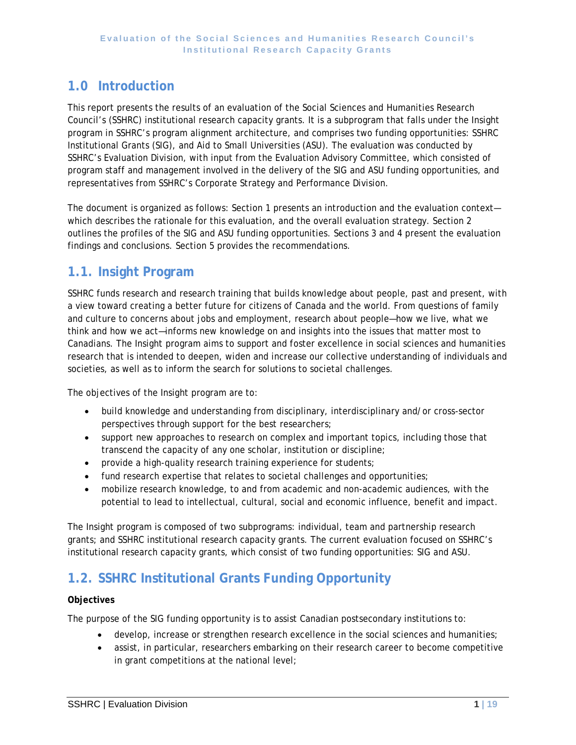## 1.0 Introduction

This report presents the results of an evaluation of the Social Sciences and Humanities Research Council's (SSHRC) institutional research capacity grants. It is a subprogram that falls under the Insight program in SSHRC's program alignment architecture, and comprises two funding opportunities: SSHRC Institutional Grants (SIG), and Aid to Small Universities (ASU). The evaluation was conducted by SSHRC's Evaluation Division, with input from the Evaluation Advisory Committee, which consisted of program staff and management involved in the delivery of the SIG and ASU funding opportunities, and representatives from SSHRC's Corporate Strategy and Performance Division.

The document is organized as follows: Section 1 presents an introduction and the evaluation context—which describes the rationale for this evaluation, and the overall evaluation strategy. Section 2 outlines the profiles of the SIG and ASU funding opportunities. Sections 3 and 4 present the evaluation findings and conclusions. Section 5 provides the recommendations.

## 1.1. Insight Program

SSHRC funds research and research training that builds knowledge about people, past and present, with a view toward creating a better future for citizens of Canada and the world. From questions of family and culture to concerns about jobs and employment, research about people—how we live, what we think and how we act—informs new knowledge on and insights into the issues that matter most to Canadians. The Insight program aims to support and foster excellence in social sciences and humanities research that is intended to deepen, widen and increase our collective understanding of individuals and societies, as well as to inform the search for solutions to societal challenges.

The objectives of the Insight program are to:

- build knowledge and understanding from disciplinary, interdisciplinary and/or cross-sector perspectives through support for the best researchers;
- support new approaches to research on complex and important topics, including those that transcend the capacity of any one scholar, institution or discipline;
- provide a high-quality research training experience for students;
- fund research expertise that relates to societal challenges and opportunities;
- mobilize research knowledge, to and from academic and non-academic audiences, with the potential to lead to intellectual, cultural, social and economic influence, benefit and impact.

The Insight program is composed of two subprograms: individual, team and partnership research grants; and SSHRC institutional research capacity grants. The current evaluation focused on SSHRC's institutional research capacity grants, which consist of two funding opportunities: SIG and ASU.

## 1.2. SSHRC Institutional Grants Funding Opportunity

**Objectives**

The purpose of the SIG funding opportunity is to assist Canadian postsecondary institutions to:

- develop, increase or strengthen research excellence in the social sciences and humanities;
- assist, in particular, researchers embarking on their research career to become competitive in grant competitions at the national level;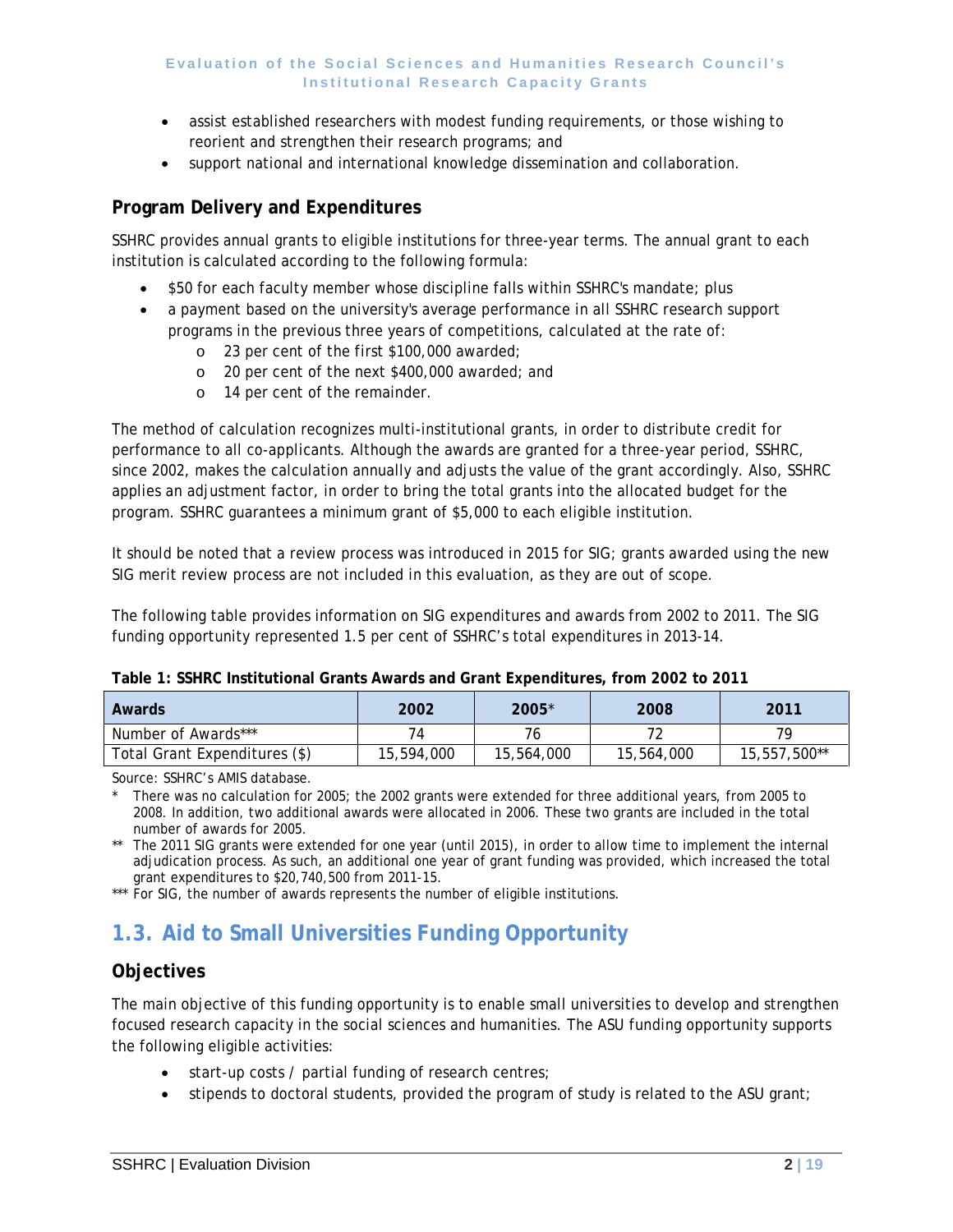- assist established researchers with modest funding requirements, or those wishing to reorient and strengthen their research programs; and
- support national and international knowledge dissemination and collaboration.

### Program Delivery and Expenditures

SSHRC provides annual grants to eligible institutions for three-year terms. The annual grant to each institution is calculated according to the following formula:

- $50 for each faculty member whose discipline falls within SSHRC's mandate; plus
- a payment based on the university's average performance in all SSHRC research support programs in the previous three years of competitions, calculated at the rate of:
  - 23 per cent of the first $100,000 awarded;
  - 20 per cent of the next $400,000 awarded; and
  - 14 per cent of the remainder.

The method of calculation recognizes multi-institutional grants, in order to distribute credit for performance to all co-applicants. Although the awards are granted for a three-year period, SSHRC, since 2002, makes the calculation annually and adjusts the value of the grant accordingly. Also, SSHRC applies an adjustment factor, in order to bring the total grants into the allocated budget for the program. SSHRC guarantees a minimum grant of $5,000 to each eligible institution.

It should be noted that a review process was introduced in 2015 for SIG; grants awarded using the new SIG merit review process are not included in this evaluation, as they are out of scope.

The following table provides information on SIG expenditures and awards from 2002 to 2011. The SIG funding opportunity represented 1.5 per cent of SSHRC's total expenditures in 2013-14.

**Table 1: SSHRC Institutional Grants Awards and Grant Expenditures, from 2002 to 2011**

| Awards | 2002 | 2005* | 2008 | 2011 |
|---|---|---|---|---|
| Number of Awards*** | 74 | 76 | 72 | 79 |
| Total Grant Expenditures ($) | 15,594,000 | 15,564,000 | 15,564,000 | 15,557,500** |

Source: SSHRC's AMIS database.

\* There was no calculation for 2005; the 2002 grants were extended for three additional years, from 2005 to 2008. In addition, two additional awards were allocated in 2006. These two grants are included in the total number of awards for 2005.

\*\* The 2011 SIG grants were extended for one year (until 2015), in order to allow time to implement the internal adjudication process. As such, an additional one year of grant funding was provided, which increased the total grant expenditures to $20,740,500 from 2011-15.

\*\*\* For SIG, the number of awards represents the number of eligible institutions.

## 1.3. Aid to Small Universities Funding Opportunity

### Objectives

The main objective of this funding opportunity is to enable small universities to develop and strengthen focused research capacity in the social sciences and humanities. The ASU funding opportunity supports the following eligible activities:

- start-up costs / partial funding of research centres;
- stipends to doctoral students, provided the program of study is related to the ASU grant;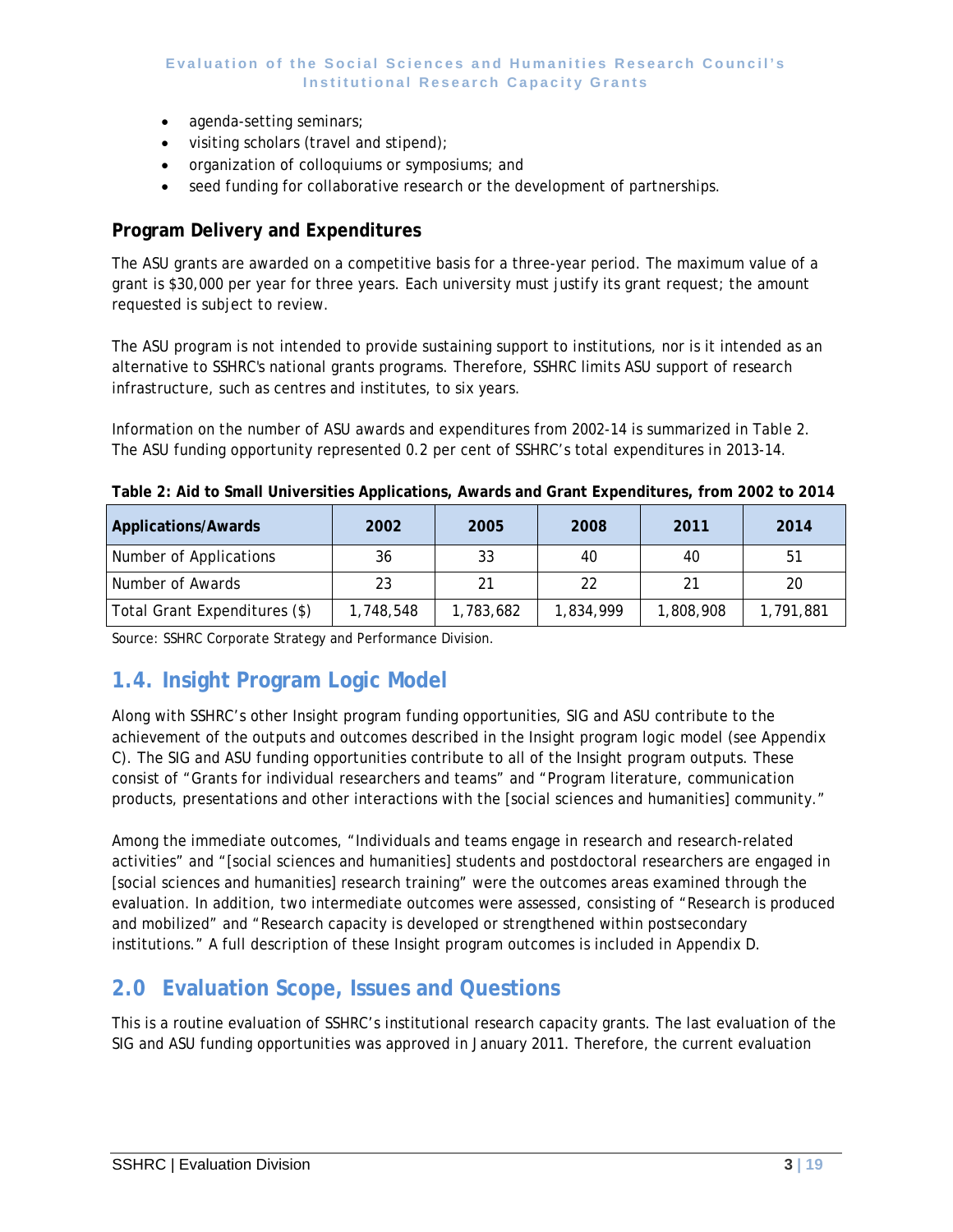- agenda-setting seminars;
- visiting scholars (travel and stipend);
- organization of colloquiums or symposiums; and
- seed funding for collaborative research or the development of partnerships.

### Program Delivery and Expenditures

The ASU grants are awarded on a competitive basis for a three-year period. The maximum value of a grant is $30,000 per year for three years. Each university must justify its grant request; the amount requested is subject to review.

The ASU program is not intended to provide sustaining support to institutions, nor is it intended as an alternative to SSHRC's national grants programs. Therefore, SSHRC limits ASU support of research infrastructure, such as centres and institutes, to six years.

Information on the number of ASU awards and expenditures from 2002-14 is summarized in Table 2. The ASU funding opportunity represented 0.2 per cent of SSHRC's total expenditures in 2013-14.

**Table 2: Aid to Small Universities Applications, Awards and Grant Expenditures, from 2002 to 2014**

| Applications/Awards | 2002 | 2005 | 2008 | 2011 | 2014 |
|---|---|---|---|---|---|
| Number of Applications | 36 | 33 | 40 | 40 | 51 |
| Number of Awards | 23 | 21 | 22 | 21 | 20 |
| Total Grant Expenditures ($) | 1,748,548 | 1,783,682 | 1,834,999 | 1,808,908 | 1,791,881 |

Source: SSHRC Corporate Strategy and Performance Division.

## 1.4. Insight Program Logic Model

Along with SSHRC's other Insight program funding opportunities, SIG and ASU contribute to the achievement of the outputs and outcomes described in the Insight program logic model (see Appendix C). The SIG and ASU funding opportunities contribute to all of the Insight program outputs. These consist of "Grants for individual researchers and teams" and "Program literature, communication products, presentations and other interactions with the [social sciences and humanities] community."

Among the immediate outcomes, "Individuals and teams engage in research and research-related activities" and "[social sciences and humanities] students and postdoctoral researchers are engaged in [social sciences and humanities] research training" were the outcomes areas examined through the evaluation. In addition, two intermediate outcomes were assessed, consisting of "Research is produced and mobilized" and "Research capacity is developed or strengthened within postsecondary institutions." A full description of these Insight program outcomes is included in Appendix D.

## 2.0 Evaluation Scope, Issues and Questions

This is a routine evaluation of SSHRC's institutional research capacity grants. The last evaluation of the SIG and ASU funding opportunities was approved in January 2011. Therefore, the current evaluation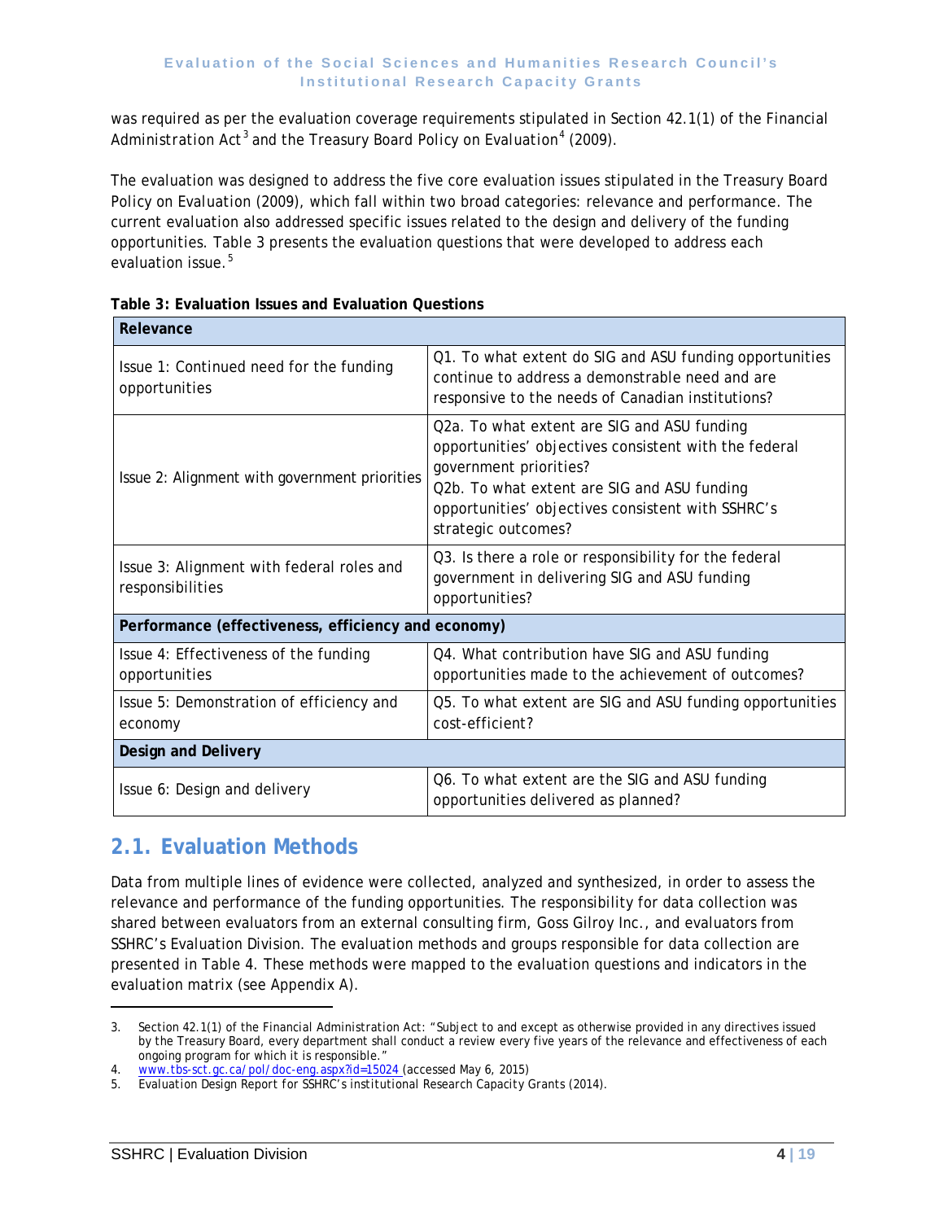was required as per the evaluation coverage requirements stipulated in Section 42.1(1) of the Financial Administration Act[3] and the Treasury Board Policy on Evaluation[4] (2009).

The evaluation was designed to address the five core evaluation issues stipulated in the Treasury Board Policy on Evaluation (2009), which fall within two broad categories: relevance and performance. The current evaluation also addressed specific issues related to the design and delivery of the funding opportunities. Table 3 presents the evaluation questions that were developed to address each evaluation issue.[5]

**Table 3: Evaluation Issues and Evaluation Questions**

| **Relevance** | |
|---|---|
| Issue 1: Continued need for the funding opportunities | Q1. To what extent do SIG and ASU funding opportunities continue to address a demonstrable need and are responsive to the needs of Canadian institutions? |
| Issue 2: Alignment with government priorities | Q2a. To what extent are SIG and ASU funding opportunities' objectives consistent with the federal government priorities?<br>Q2b. To what extent are SIG and ASU funding opportunities' objectives consistent with SSHRC's strategic outcomes? |
| Issue 3: Alignment with federal roles and responsibilities | Q3. Is there a role or responsibility for the federal government in delivering SIG and ASU funding opportunities? |
| **Performance (effectiveness, efficiency and economy)** | |
| Issue 4: Effectiveness of the funding opportunities | Q4. What contribution have SIG and ASU funding opportunities made to the achievement of outcomes? |
| Issue 5: Demonstration of efficiency and economy | Q5. To what extent are SIG and ASU funding opportunities cost-efficient? |
| **Design and Delivery** | |
| Issue 6: Design and delivery | Q6. To what extent are the SIG and ASU funding opportunities delivered as planned? |

## 2.1. Evaluation Methods

Data from multiple lines of evidence were collected, analyzed and synthesized, in order to assess the relevance and performance of the funding opportunities. The responsibility for data collection was shared between evaluators from an external consulting firm, Goss Gilroy Inc., and evaluators from SSHRC's Evaluation Division. The evaluation methods and groups responsible for data collection are presented in Table 4. These methods were mapped to the evaluation questions and indicators in the evaluation matrix (see Appendix A).

---

3. Section 42.1(1) of the Financial Administration Act: "Subject to and except as otherwise provided in any directives issued by the Treasury Board, every department shall conduct a review every five years of the relevance and effectiveness of each ongoing program for which it is responsible."
4. www.tbs-sct.gc.ca/pol/doc-eng.aspx?id=15024 (accessed May 6, 2015)
5. Evaluation Design Report for SSHRC's institutional Research Capacity Grants (2014).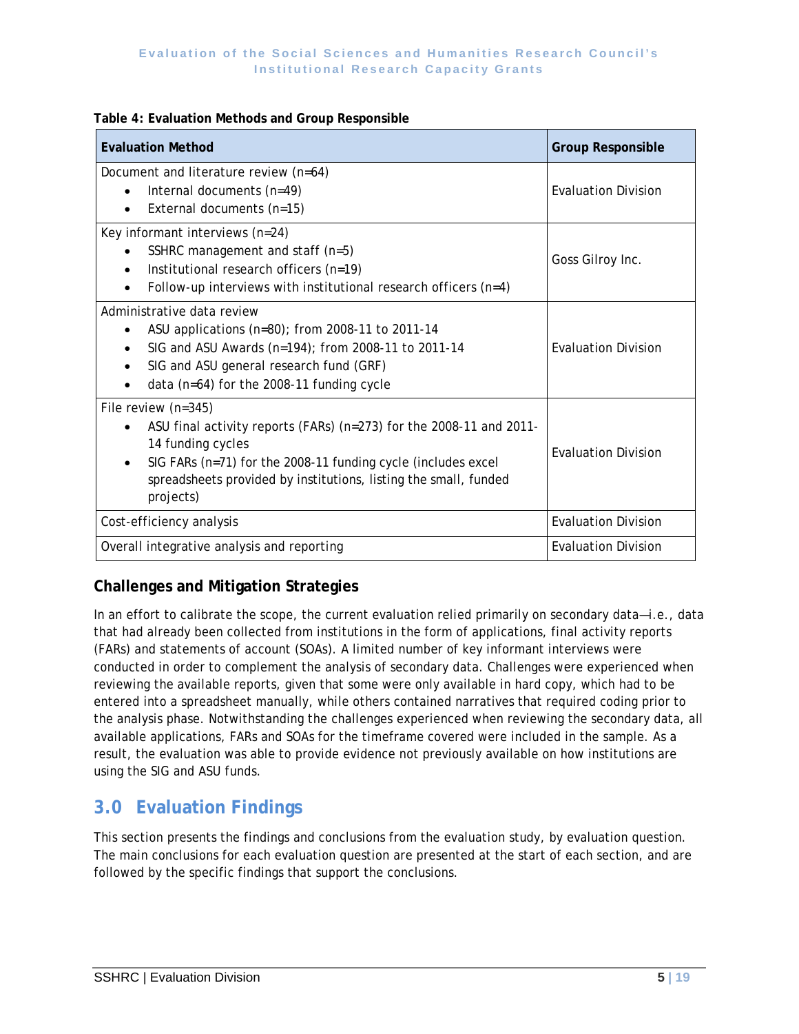**Table 4: Evaluation Methods and Group Responsible**

| Evaluation Method | Group Responsible |
|---|---|
| Document and literature review (n=64)<br>• Internal documents (n=49)<br>• External documents (n=15) | Evaluation Division |
| Key informant interviews (n=24)<br>• SSHRC management and staff (n=5)<br>• Institutional research officers (n=19)<br>• Follow-up interviews with institutional research officers (n=4) | Goss Gilroy Inc. |
| Administrative data review<br>• ASU applications (n=80); from 2008-11 to 2011-14<br>• SIG and ASU Awards (n=194); from 2008-11 to 2011-14<br>• SIG and ASU general research fund (GRF)<br>• data (n=64) for the 2008-11 funding cycle | Evaluation Division |
| File review (n=345)<br>• ASU final activity reports (FARs) (n=273) for the 2008-11 and 2011-14 funding cycles<br>• SIG FARs (n=71) for the 2008-11 funding cycle (includes excel spreadsheets provided by institutions, listing the small, funded projects) | Evaluation Division |
| Cost-efficiency analysis | Evaluation Division |
| Overall integrative analysis and reporting | Evaluation Division |

### Challenges and Mitigation Strategies

In an effort to calibrate the scope, the current evaluation relied primarily on secondary data—i.e., data that had already been collected from institutions in the form of applications, final activity reports (FARs) and statements of account (SOAs). A limited number of key informant interviews were conducted in order to complement the analysis of secondary data. Challenges were experienced when reviewing the available reports, given that some were only available in hard copy, which had to be entered into a spreadsheet manually, while others contained narratives that required coding prior to the analysis phase. Notwithstanding the challenges experienced when reviewing the secondary data, all available applications, FARs and SOAs for the timeframe covered were included in the sample. As a result, the evaluation was able to provide evidence not previously available on how institutions are using the SIG and ASU funds.

## 3.0 Evaluation Findings

This section presents the findings and conclusions from the evaluation study, by evaluation question. The main conclusions for each evaluation question are presented at the start of each section, and are followed by the specific findings that support the conclusions.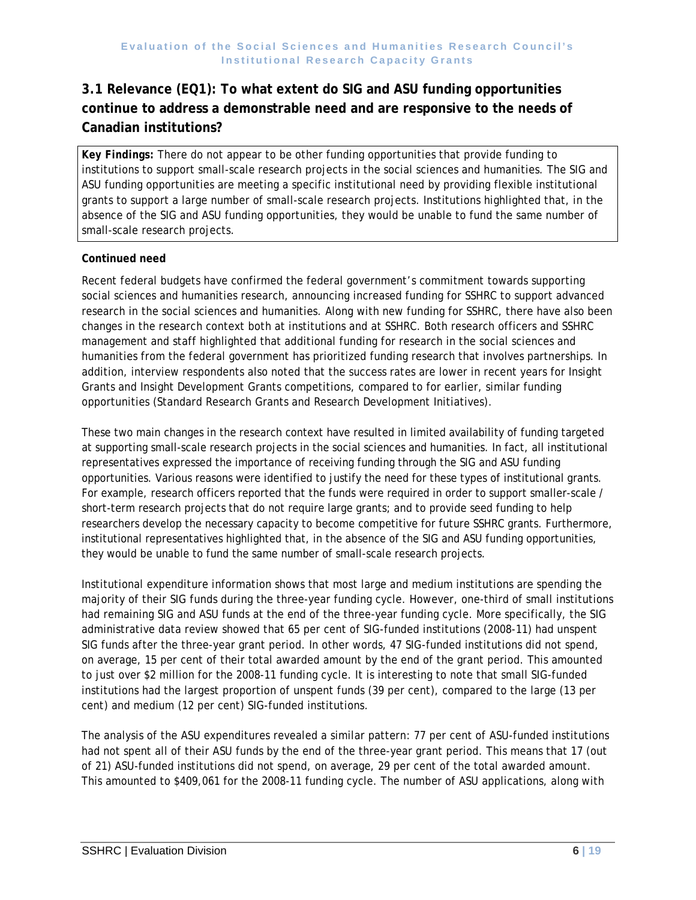## 3.1 Relevance (EQ1): To what extent do SIG and ASU funding opportunities continue to address a demonstrable need and are responsive to the needs of Canadian institutions?

**Key Findings:** There do not appear to be other funding opportunities that provide funding to institutions to support small-scale research projects in the social sciences and humanities. The SIG and ASU funding opportunities are meeting a specific institutional need by providing flexible institutional grants to support a large number of small-scale research projects. Institutions highlighted that, in the absence of the SIG and ASU funding opportunities, they would be unable to fund the same number of small-scale research projects.

**Continued need**

Recent federal budgets have confirmed the federal government's commitment towards supporting social sciences and humanities research, announcing increased funding for SSHRC to support advanced research in the social sciences and humanities. Along with new funding for SSHRC, there have also been changes in the research context both at institutions and at SSHRC. Both research officers and SSHRC management and staff highlighted that additional funding for research in the social sciences and humanities from the federal government has prioritized funding research that involves partnerships. In addition, interview respondents also noted that the success rates are lower in recent years for Insight Grants and Insight Development Grants competitions, compared to for earlier, similar funding opportunities (Standard Research Grants and Research Development Initiatives).

These two main changes in the research context have resulted in limited availability of funding targeted at supporting small-scale research projects in the social sciences and humanities. In fact, all institutional representatives expressed the importance of receiving funding through the SIG and ASU funding opportunities. Various reasons were identified to justify the need for these types of institutional grants. For example, research officers reported that the funds were required in order to support smaller-scale / short-term research projects that do not require large grants; and to provide seed funding to help researchers develop the necessary capacity to become competitive for future SSHRC grants. Furthermore, institutional representatives highlighted that, in the absence of the SIG and ASU funding opportunities, they would be unable to fund the same number of small-scale research projects.

Institutional expenditure information shows that most large and medium institutions are spending the majority of their SIG funds during the three-year funding cycle. However, one-third of small institutions had remaining SIG and ASU funds at the end of the three-year funding cycle. More specifically, the SIG administrative data review showed that 65 per cent of SIG-funded institutions (2008-11) had unspent SIG funds after the three-year grant period. In other words, 47 SIG-funded institutions did not spend, on average, 15 per cent of their total awarded amount by the end of the grant period. This amounted to just over $2 million for the 2008-11 funding cycle. It is interesting to note that small SIG-funded institutions had the largest proportion of unspent funds (39 per cent), compared to the large (13 per cent) and medium (12 per cent) SIG-funded institutions.

The analysis of the ASU expenditures revealed a similar pattern: 77 per cent of ASU-funded institutions had not spent all of their ASU funds by the end of the three-year grant period. This means that 17 (out of 21) ASU-funded institutions did not spend, on average, 29 per cent of the total awarded amount. This amounted to $409,061 for the 2008-11 funding cycle. The number of ASU applications, along with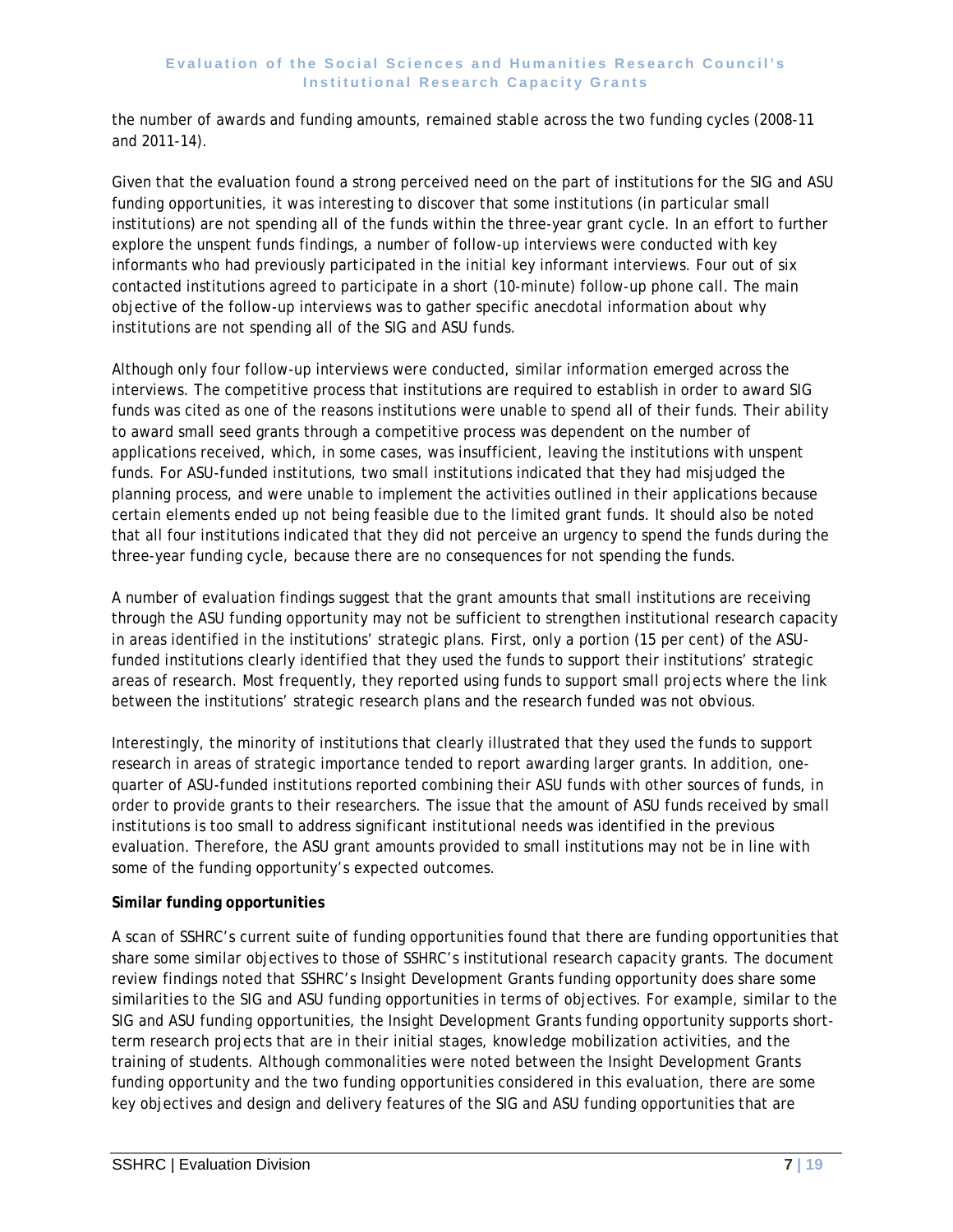the number of awards and funding amounts, remained stable across the two funding cycles (2008-11 and 2011-14).

Given that the evaluation found a strong perceived need on the part of institutions for the SIG and ASU funding opportunities, it was interesting to discover that some institutions (in particular small institutions) are not spending all of the funds within the three-year grant cycle. In an effort to further explore the unspent funds findings, a number of follow-up interviews were conducted with key informants who had previously participated in the initial key informant interviews. Four out of six contacted institutions agreed to participate in a short (10-minute) follow-up phone call. The main objective of the follow-up interviews was to gather specific anecdotal information about why institutions are not spending all of the SIG and ASU funds.

Although only four follow-up interviews were conducted, similar information emerged across the interviews. The competitive process that institutions are required to establish in order to award SIG funds was cited as one of the reasons institutions were unable to spend all of their funds. Their ability to award small seed grants through a competitive process was dependent on the number of applications received, which, in some cases, was insufficient, leaving the institutions with unspent funds. For ASU-funded institutions, two small institutions indicated that they had misjudged the planning process, and were unable to implement the activities outlined in their applications because certain elements ended up not being feasible due to the limited grant funds. It should also be noted that all four institutions indicated that they did not perceive an urgency to spend the funds during the three-year funding cycle, because there are no consequences for not spending the funds.

A number of evaluation findings suggest that the grant amounts that small institutions are receiving through the ASU funding opportunity may not be sufficient to strengthen institutional research capacity in areas identified in the institutions' strategic plans. First, only a portion (15 per cent) of the ASU-funded institutions clearly identified that they used the funds to support their institutions' strategic areas of research. Most frequently, they reported using funds to support small projects where the link between the institutions' strategic research plans and the research funded was not obvious.

Interestingly, the minority of institutions that clearly illustrated that they used the funds to support research in areas of strategic importance tended to report awarding larger grants. In addition, one-quarter of ASU-funded institutions reported combining their ASU funds with other sources of funds, in order to provide grants to their researchers. The issue that the amount of ASU funds received by small institutions is too small to address significant institutional needs was identified in the previous evaluation. Therefore, the ASU grant amounts provided to small institutions may not be in line with some of the funding opportunity's expected outcomes.

**Similar funding opportunities**

A scan of SSHRC's current suite of funding opportunities found that there are funding opportunities that share some similar objectives to those of SSHRC's institutional research capacity grants. The document review findings noted that SSHRC's Insight Development Grants funding opportunity does share some similarities to the SIG and ASU funding opportunities in terms of objectives. For example, similar to the SIG and ASU funding opportunities, the Insight Development Grants funding opportunity supports short-term research projects that are in their initial stages, knowledge mobilization activities, and the training of students. Although commonalities were noted between the Insight Development Grants funding opportunity and the two funding opportunities considered in this evaluation, there are some key objectives and design and delivery features of the SIG and ASU funding opportunities that are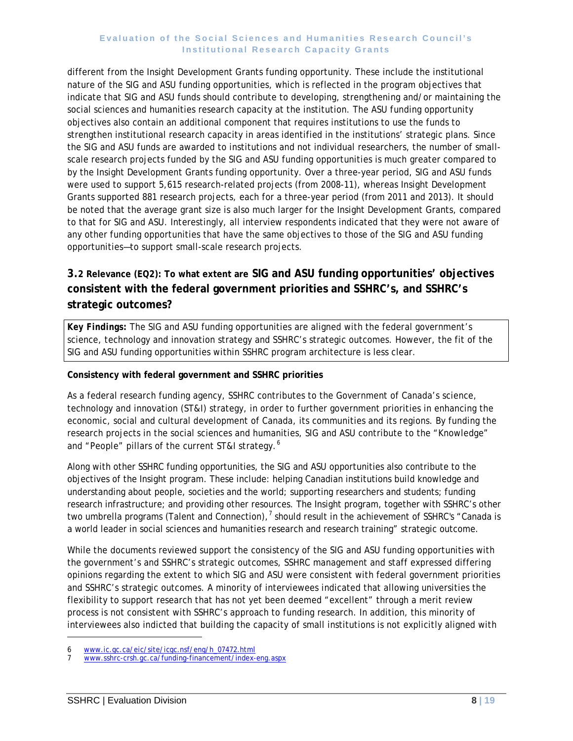different from the Insight Development Grants funding opportunity. These include the institutional nature of the SIG and ASU funding opportunities, which is reflected in the program objectives that indicate that SIG and ASU funds should contribute to developing, strengthening and/or maintaining the social sciences and humanities research capacity at the institution. The ASU funding opportunity objectives also contain an additional component that requires institutions to use the funds to strengthen institutional research capacity in areas identified in the institutions' strategic plans. Since the SIG and ASU funds are awarded to institutions and not individual researchers, the number of small-scale research projects funded by the SIG and ASU funding opportunities is much greater compared to by the Insight Development Grants funding opportunity. Over a three-year period, SIG and ASU funds were used to support 5,615 research-related projects (from 2008-11), whereas Insight Development Grants supported 881 research projects, each for a three-year period (from 2011 and 2013). It should be noted that the average grant size is also much larger for the Insight Development Grants, compared to that for SIG and ASU. Interestingly, all interview respondents indicated that they were not aware of any other funding opportunities that have the same objectives to those of the SIG and ASU funding opportunities—to support small-scale research projects.

## 3.2 Relevance (EQ2): To what extent are SIG and ASU funding opportunities' objectives consistent with the federal government priorities and SSHRC's, and SSHRC's strategic outcomes?

**Key Findings:** The SIG and ASU funding opportunities are aligned with the federal government's science, technology and innovation strategy and SSHRC's strategic outcomes. However, the fit of the SIG and ASU funding opportunities within SSHRC program architecture is less clear.

**Consistency with federal government and SSHRC priorities**

As a federal research funding agency, SSHRC contributes to the Government of Canada's science, technology and innovation (ST&I) strategy, in order to further government priorities in enhancing the economic, social and cultural development of Canada, its communities and its regions. By funding the research projects in the social sciences and humanities, SIG and ASU contribute to the "Knowledge" and "People" pillars of the current ST&I strategy.[6]

Along with other SSHRC funding opportunities, the SIG and ASU opportunities also contribute to the objectives of the Insight program. These include: helping Canadian institutions build knowledge and understanding about people, societies and the world; supporting researchers and students; funding research infrastructure; and providing other resources. The Insight program, together with SSHRC's other two umbrella programs (Talent and Connection),[7] should result in the achievement of SSHRC's "Canada is a world leader in social sciences and humanities research and research training" strategic outcome.

While the documents reviewed support the consistency of the SIG and ASU funding opportunities with the government's and SSHRC's strategic outcomes, SSHRC management and staff expressed differing opinions regarding the extent to which SIG and ASU were consistent with federal government priorities and SSHRC's strategic outcomes. A minority of interviewees indicated that allowing universities the flexibility to support research that has not yet been deemed "excellent" through a merit review process is not consistent with SSHRC's approach to funding research. In addition, this minority of interviewees also indicted that building the capacity of small institutions is not explicitly aligned with

---

6 www.ic.gc.ca/eic/site/icgc.nsf/eng/h_07472.html

7 www.sshrc-crsh.gc.ca/funding-financement/index-eng.aspx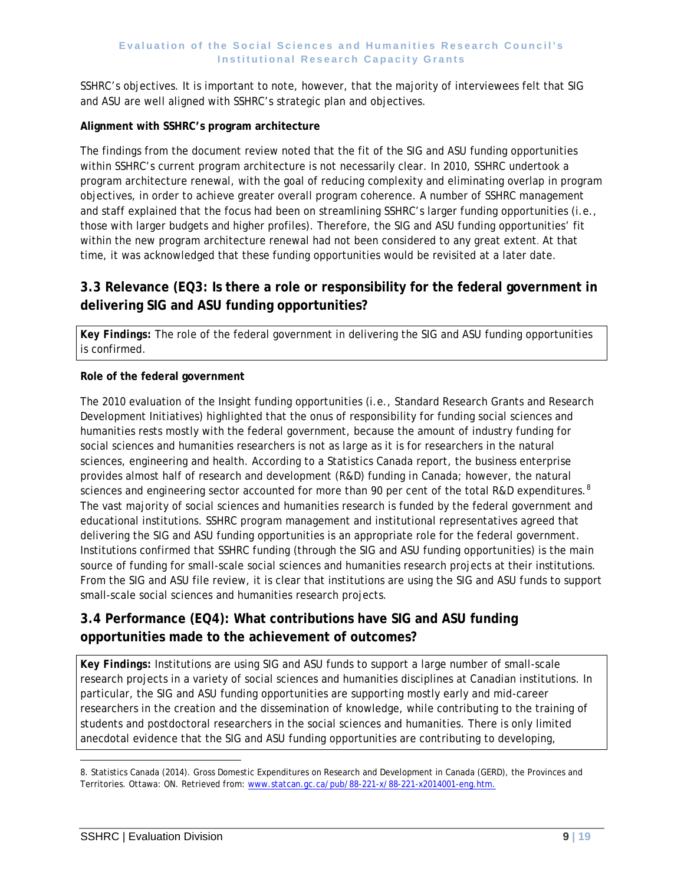SSHRC's objectives. It is important to note, however, that the majority of interviewees felt that SIG and ASU are well aligned with SSHRC's strategic plan and objectives.

**Alignment with SSHRC's program architecture**

The findings from the document review noted that the fit of the SIG and ASU funding opportunities within SSHRC's current program architecture is not necessarily clear. In 2010, SSHRC undertook a program architecture renewal, with the goal of reducing complexity and eliminating overlap in program objectives, in order to achieve greater overall program coherence. A number of SSHRC management and staff explained that the focus had been on streamlining SSHRC's larger funding opportunities (i.e., those with larger budgets and higher profiles). Therefore, the SIG and ASU funding opportunities' fit within the new program architecture renewal had not been considered to any great extent. At that time, it was acknowledged that these funding opportunities would be revisited at a later date.

## 3.3 Relevance (EQ3: Is there a role or responsibility for the federal government in delivering SIG and ASU funding opportunities?

**Key Findings:** The role of the federal government in delivering the SIG and ASU funding opportunities is confirmed.

**Role of the federal government**

The 2010 evaluation of the Insight funding opportunities (i.e., Standard Research Grants and Research Development Initiatives) highlighted that the onus of responsibility for funding social sciences and humanities rests mostly with the federal government, because the amount of industry funding for social sciences and humanities researchers is not as large as it is for researchers in the natural sciences, engineering and health. According to a Statistics Canada report, the business enterprise provides almost half of research and development (R&D) funding in Canada; however, the natural sciences and engineering sector accounted for more than 90 per cent of the total R&D expenditures.[8] The vast majority of social sciences and humanities research is funded by the federal government and educational institutions. SSHRC program management and institutional representatives agreed that delivering the SIG and ASU funding opportunities is an appropriate role for the federal government. Institutions confirmed that SSHRC funding (through the SIG and ASU funding opportunities) is the main source of funding for small-scale social sciences and humanities research projects at their institutions. From the SIG and ASU file review, it is clear that institutions are using the SIG and ASU funds to support small-scale social sciences and humanities research projects.

## 3.4 Performance (EQ4): What contributions have SIG and ASU funding opportunities made to the achievement of outcomes?

**Key Findings:** Institutions are using SIG and ASU funds to support a large number of small-scale research projects in a variety of social sciences and humanities disciplines at Canadian institutions. In particular, the SIG and ASU funding opportunities are supporting mostly early and mid-career researchers in the creation and the dissemination of knowledge, while contributing to the training of students and postdoctoral researchers in the social sciences and humanities. There is only limited anecdotal evidence that the SIG and ASU funding opportunities are contributing to developing,

8. Statistics Canada (2014). Gross Domestic Expenditures on Research and Development in Canada (GERD), the Provinces and Territories. Ottawa: ON. Retrieved from: www.statcan.gc.ca/pub/88-221-x/88-221-x2014001-eng.htm.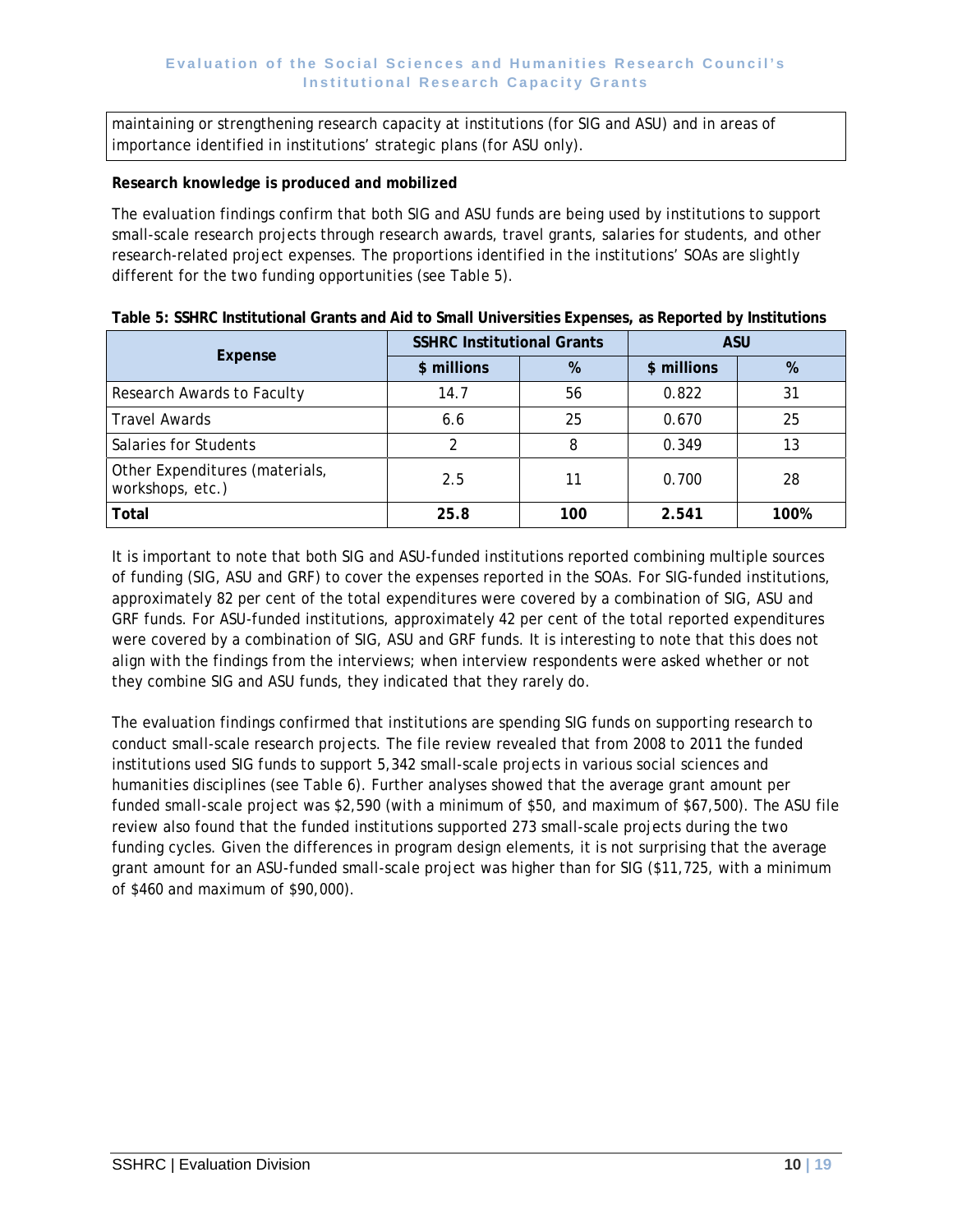maintaining or strengthening research capacity at institutions (for SIG and ASU) and in areas of importance identified in institutions' strategic plans (for ASU only).

**Research knowledge is produced and mobilized**

The evaluation findings confirm that both SIG and ASU funds are being used by institutions to support small-scale research projects through research awards, travel grants, salaries for students, and other research-related project expenses. The proportions identified in the institutions' SOAs are slightly different for the two funding opportunities (see Table 5).

**Table 5: SSHRC Institutional Grants and Aid to Small Universities Expenses, as Reported by Institutions**

| Expense | SSHRC Institutional Grants | | ASU | |
|---|---|---|---|---|
| | $ millions | % | $ millions | % |
| Research Awards to Faculty | 14.7 | 56 | 0.822 | 31 |
| Travel Awards | 6.6 | 25 | 0.670 | 25 |
| Salaries for Students | 2 | 8 | 0.349 | 13 |
| Other Expenditures (materials, workshops, etc.) | 2.5 | 11 | 0.700 | 28 |
| **Total** | **25.8** | **100** | **2.541** | **100%** |

It is important to note that both SIG and ASU-funded institutions reported combining multiple sources of funding (SIG, ASU and GRF) to cover the expenses reported in the SOAs. For SIG-funded institutions, approximately 82 per cent of the total expenditures were covered by a combination of SIG, ASU and GRF funds. For ASU-funded institutions, approximately 42 per cent of the total reported expenditures were covered by a combination of SIG, ASU and GRF funds. It is interesting to note that this does not align with the findings from the interviews; when interview respondents were asked whether or not they combine SIG and ASU funds, they indicated that they rarely do.

The evaluation findings confirmed that institutions are spending SIG funds on supporting research to conduct small-scale research projects. The file review revealed that from 2008 to 2011 the funded institutions used SIG funds to support 5,342 small-scale projects in various social sciences and humanities disciplines (see Table 6). Further analyses showed that the average grant amount per funded small-scale project was $2,590 (with a minimum of $50, and maximum of $67,500). The ASU file review also found that the funded institutions supported 273 small-scale projects during the two funding cycles. Given the differences in program design elements, it is not surprising that the average grant amount for an ASU-funded small-scale project was higher than for SIG ($11,725, with a minimum of $460 and maximum of $90,000).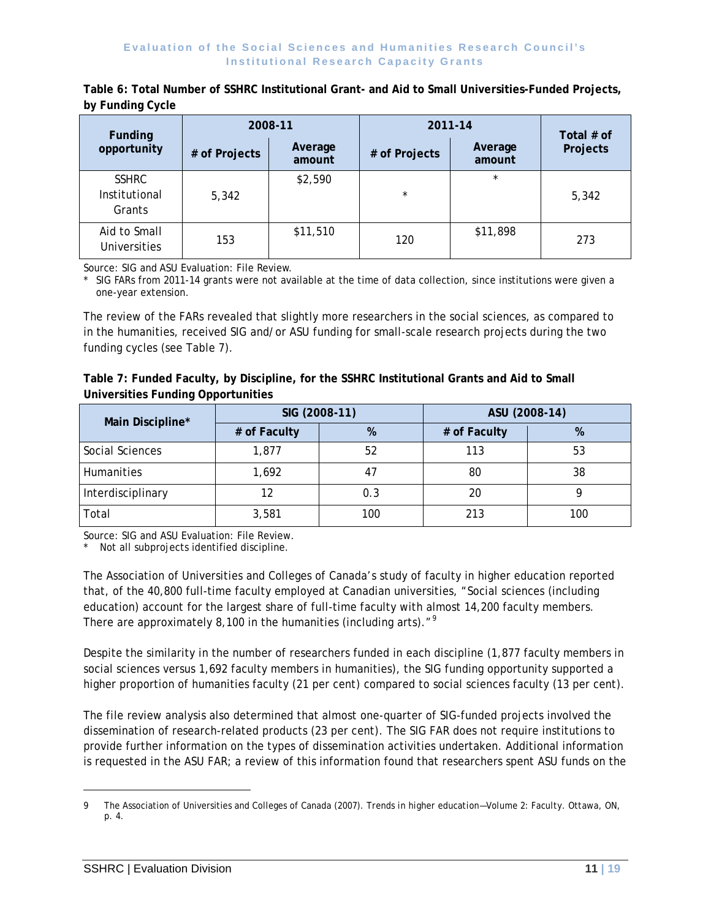**Table 6: Total Number of SSHRC Institutional Grant- and Aid to Small Universities-Funded Projects, by Funding Cycle**

| Funding opportunity | 2008-11 | | 2011-14 | | Total # of Projects |
|---|---|---|---|---|---|
| | # of Projects | Average amount | # of Projects | Average amount | |
| SSHRC Institutional Grants | 5,342 | $2,590 | * | * | 5,342 |
| Aid to Small Universities | 153 | $11,510 | 120 | $11,898 | 273 |

Source: SIG and ASU Evaluation: File Review.

\* SIG FARs from 2011-14 grants were not available at the time of data collection, since institutions were given a one-year extension.

The review of the FARs revealed that slightly more researchers in the social sciences, as compared to in the humanities, received SIG and/or ASU funding for small-scale research projects during the two funding cycles (see Table 7).

**Table 7: Funded Faculty, by Discipline, for the SSHRC Institutional Grants and Aid to Small Universities Funding Opportunities**

| Main Discipline* | SIG (2008-11) | | ASU (2008-14) | |
|---|---|---|---|---|
| | # of Faculty | % | # of Faculty | % |
| Social Sciences | 1,877 | 52 | 113 | 53 |
| Humanities | 1,692 | 47 | 80 | 38 |
| Interdisciplinary | 12 | 0.3 | 20 | 9 |
| Total | 3,581 | 100 | 213 | 100 |

Source: SIG and ASU Evaluation: File Review.

\* Not all subprojects identified discipline.

The Association of Universities and Colleges of Canada's study of faculty in higher education reported that, of the 40,800 full-time faculty employed at Canadian universities, "Social sciences (including education) account for the largest share of full-time faculty with almost 14,200 faculty members. There are approximately 8,100 in the humanities (including arts)."[9]

Despite the similarity in the number of researchers funded in each discipline (1,877 faculty members in social sciences versus 1,692 faculty members in humanities), the SIG funding opportunity supported a higher proportion of humanities faculty (21 per cent) compared to social sciences faculty (13 per cent).

The file review analysis also determined that almost one-quarter of SIG-funded projects involved the dissemination of research-related products (23 per cent). The SIG FAR does not require institutions to provide further information on the types of dissemination activities undertaken. Additional information is requested in the ASU FAR; a review of this information found that researchers spent ASU funds on the

---

9 The Association of Universities and Colleges of Canada (2007). *Trends in higher education—Volume 2: Faculty*. Ottawa, ON, p. 4.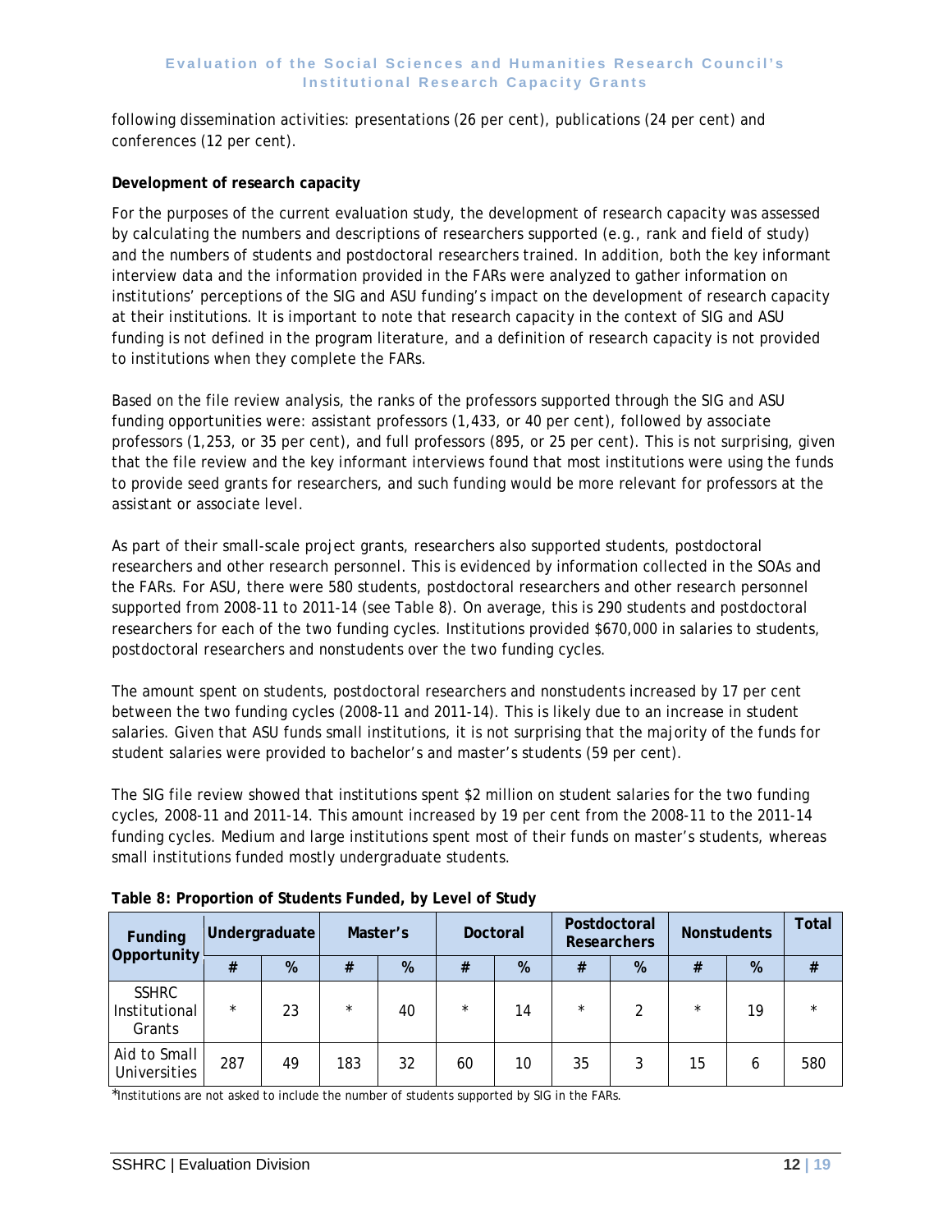following dissemination activities: presentations (26 per cent), publications (24 per cent) and conferences (12 per cent).

**Development of research capacity**

For the purposes of the current evaluation study, the development of research capacity was assessed by calculating the numbers and descriptions of researchers supported (e.g., rank and field of study) and the numbers of students and postdoctoral researchers trained. In addition, both the key informant interview data and the information provided in the FARs were analyzed to gather information on institutions' perceptions of the SIG and ASU funding's impact on the development of research capacity at their institutions. It is important to note that research capacity in the context of SIG and ASU funding is not defined in the program literature, and a definition of research capacity is not provided to institutions when they complete the FARs.

Based on the file review analysis, the ranks of the professors supported through the SIG and ASU funding opportunities were: assistant professors (1,433, or 40 per cent), followed by associate professors (1,253, or 35 per cent), and full professors (895, or 25 per cent). This is not surprising, given that the file review and the key informant interviews found that most institutions were using the funds to provide seed grants for researchers, and such funding would be more relevant for professors at the assistant or associate level.

As part of their small-scale project grants, researchers also supported students, postdoctoral researchers and other research personnel. This is evidenced by information collected in the SOAs and the FARs. For ASU, there were 580 students, postdoctoral researchers and other research personnel supported from 2008-11 to 2011-14 (see Table 8). On average, this is 290 students and postdoctoral researchers for each of the two funding cycles. Institutions provided $670,000 in salaries to students, postdoctoral researchers and nonstudents over the two funding cycles.

The amount spent on students, postdoctoral researchers and nonstudents increased by 17 per cent between the two funding cycles (2008-11 and 2011-14). This is likely due to an increase in student salaries. Given that ASU funds small institutions, it is not surprising that the majority of the funds for student salaries were provided to bachelor's and master's students (59 per cent).

The SIG file review showed that institutions spent $2 million on student salaries for the two funding cycles, 2008-11 and 2011-14. This amount increased by 19 per cent from the 2008-11 to the 2011-14 funding cycles. Medium and large institutions spent most of their funds on master's students, whereas small institutions funded mostly undergraduate students.

**Table 8: Proportion of Students Funded, by Level of Study**

| Funding Opportunity | Undergraduate | | Master's | | Doctoral | | Postdoctoral Researchers | | Nonstudents | | Total |
|---|---|---|---|---|---|---|---|---|---|---|---|
| | # | % | # | % | # | % | # | % | # | % | # |
| SSHRC Institutional Grants | * | 23 | * | 40 | * | 14 | * | 2 | * | 19 | * |
| Aid to Small Universities | 287 | 49 | 183 | 32 | 60 | 10 | 35 | 3 | 15 | 6 | 580 |

*Institutions are not asked to include the number of students supported by SIG in the FARs.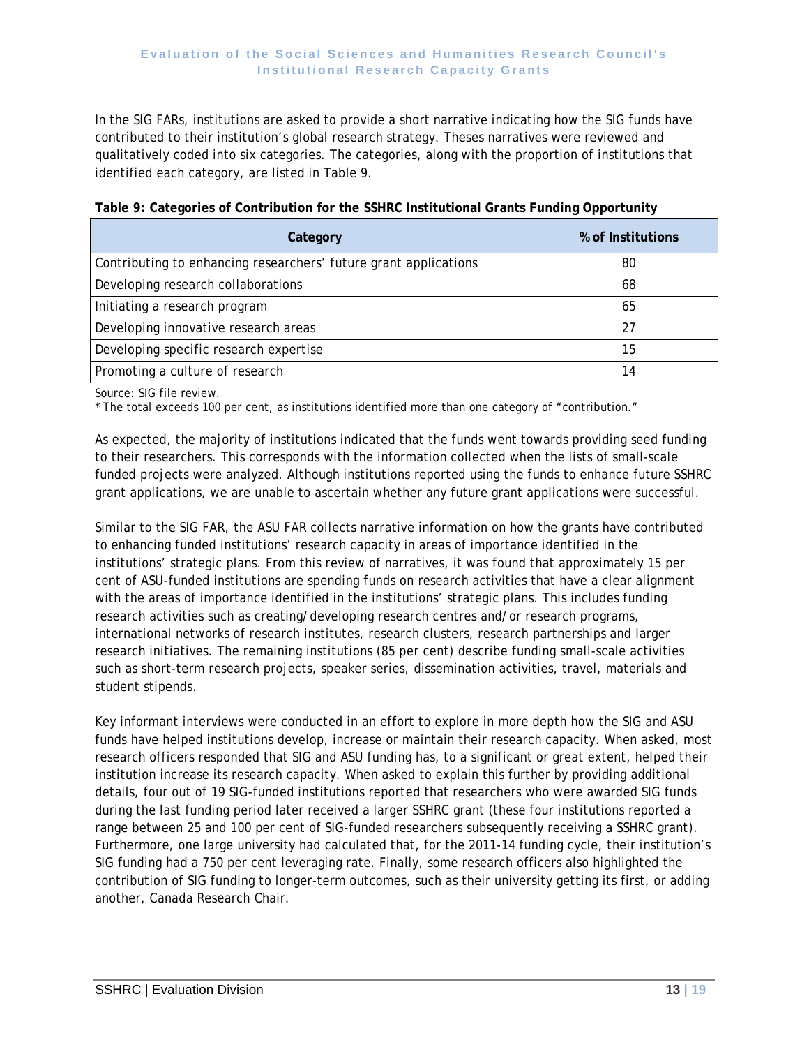In the SIG FARs, institutions are asked to provide a short narrative indicating how the SIG funds have contributed to their institution's global research strategy. Theses narratives were reviewed and qualitatively coded into six categories. The categories, along with the proportion of institutions that identified each category, are listed in Table 9.

**Table 9: Categories of Contribution for the SSHRC Institutional Grants Funding Opportunity**

| Category | % of Institutions |
|---|---|
| Contributing to enhancing researchers' future grant applications | 80 |
| Developing research collaborations | 68 |
| Initiating a research program | 65 |
| Developing innovative research areas | 27 |
| Developing specific research expertise | 15 |
| Promoting a culture of research | 14 |

Source: SIG file review.

* The total exceeds 100 per cent, as institutions identified more than one category of "contribution."

As expected, the majority of institutions indicated that the funds went towards providing seed funding to their researchers. This corresponds with the information collected when the lists of small-scale funded projects were analyzed. Although institutions reported using the funds to enhance future SSHRC grant applications, we are unable to ascertain whether any future grant applications were successful.

Similar to the SIG FAR, the ASU FAR collects narrative information on how the grants have contributed to enhancing funded institutions' research capacity in areas of importance identified in the institutions' strategic plans. From this review of narratives, it was found that approximately 15 per cent of ASU-funded institutions are spending funds on research activities that have a clear alignment with the areas of importance identified in the institutions' strategic plans. This includes funding research activities such as creating/developing research centres and/or research programs, international networks of research institutes, research clusters, research partnerships and larger research initiatives. The remaining institutions (85 per cent) describe funding small-scale activities such as short-term research projects, speaker series, dissemination activities, travel, materials and student stipends.

Key informant interviews were conducted in an effort to explore in more depth how the SIG and ASU funds have helped institutions develop, increase or maintain their research capacity. When asked, most research officers responded that SIG and ASU funding has, to a significant or great extent, helped their institution increase its research capacity. When asked to explain this further by providing additional details, four out of 19 SIG-funded institutions reported that researchers who were awarded SIG funds during the last funding period later received a larger SSHRC grant (these four institutions reported a range between 25 and 100 per cent of SIG-funded researchers subsequently receiving a SSHRC grant). Furthermore, one large university had calculated that, for the 2011-14 funding cycle, their institution's SIG funding had a 750 per cent leveraging rate. Finally, some research officers also highlighted the contribution of SIG funding to longer-term outcomes, such as their university getting its first, or adding another, Canada Research Chair.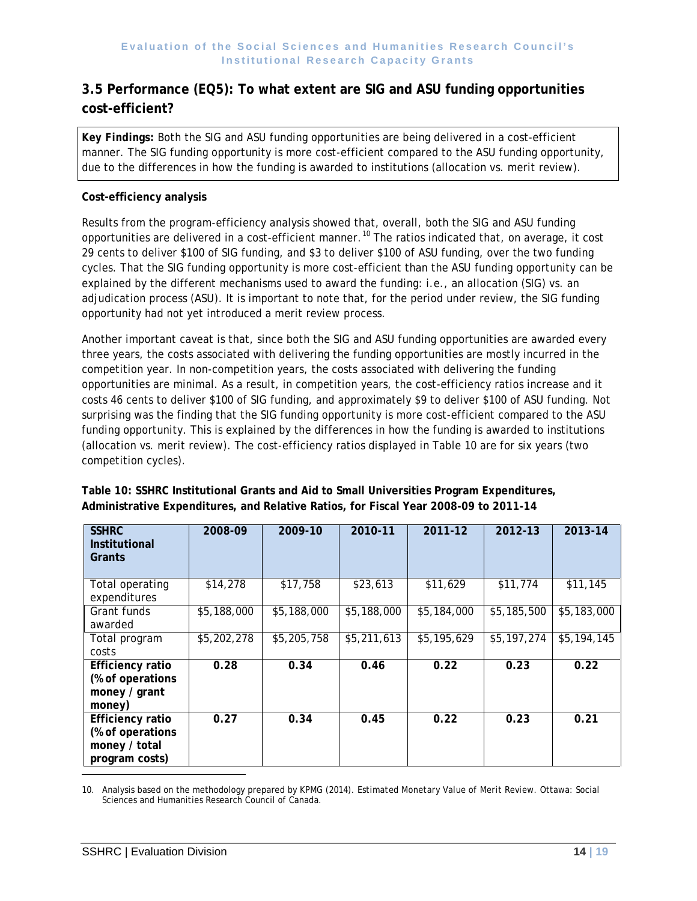## 3.5 Performance (EQ5): To what extent are SIG and ASU funding opportunities cost-efficient?

**Key Findings:** Both the SIG and ASU funding opportunities are being delivered in a cost-efficient manner. The SIG funding opportunity is more cost-efficient compared to the ASU funding opportunity, due to the differences in how the funding is awarded to institutions (allocation vs. merit review).

**Cost-efficiency analysis**

Results from the program-efficiency analysis showed that, overall, both the SIG and ASU funding opportunities are delivered in a cost-efficient manner.[10] The ratios indicated that, on average, it cost 29 cents to deliver $100 of SIG funding, and $3 to deliver $100 of ASU funding, over the two funding cycles. That the SIG funding opportunity is more cost-efficient than the ASU funding opportunity can be explained by the different mechanisms used to award the funding: i.e., an allocation (SIG) vs. an adjudication process (ASU). It is important to note that, for the period under review, the SIG funding opportunity had not yet introduced a merit review process.

Another important caveat is that, since both the SIG and ASU funding opportunities are awarded every three years, the costs associated with delivering the funding opportunities are mostly incurred in the competition year. In non-competition years, the costs associated with delivering the funding opportunities are minimal. As a result, in competition years, the cost-efficiency ratios increase and it costs 46 cents to deliver $100 of SIG funding, and approximately $9 to deliver $100 of ASU funding. Not surprising was the finding that the SIG funding opportunity is more cost-efficient compared to the ASU funding opportunity. This is explained by the differences in how the funding is awarded to institutions (allocation vs. merit review). The cost-efficiency ratios displayed in Table 10 are for six years (two competition cycles).

**Table 10: SSHRC Institutional Grants and Aid to Small Universities Program Expenditures, Administrative Expenditures, and Relative Ratios, for Fiscal Year 2008-09 to 2011-14**

| SSHRC Institutional Grants | 2008-09 | 2009-10 | 2010-11 | 2011-12 | 2012-13 | 2013-14 |
|---|---|---|---|---|---|---|
| Total operating expenditures | $14,278 | $17,758 | $23,613 | $11,629 | $11,774 | $11,145 |
| Grant funds awarded | $5,188,000 | $5,188,000 | $5,188,000 | $5,184,000 | $5,185,500 | $5,183,000 |
| Total program costs | $5,202,278 | $5,205,758 | $5,211,613 | $5,195,629 | $5,197,274 | $5,194,145 |
| **Efficiency ratio (% of operations money / grant money)** | **0.28** | **0.34** | **0.46** | **0.22** | **0.23** | **0.22** |
| **Efficiency ratio (% of operations money / total program costs)** | **0.27** | **0.34** | **0.45** | **0.22** | **0.23** | **0.21** |

10. Analysis based on the methodology prepared by KPMG (2014). Estimated Monetary Value of Merit Review. Ottawa: Social Sciences and Humanities Research Council of Canada.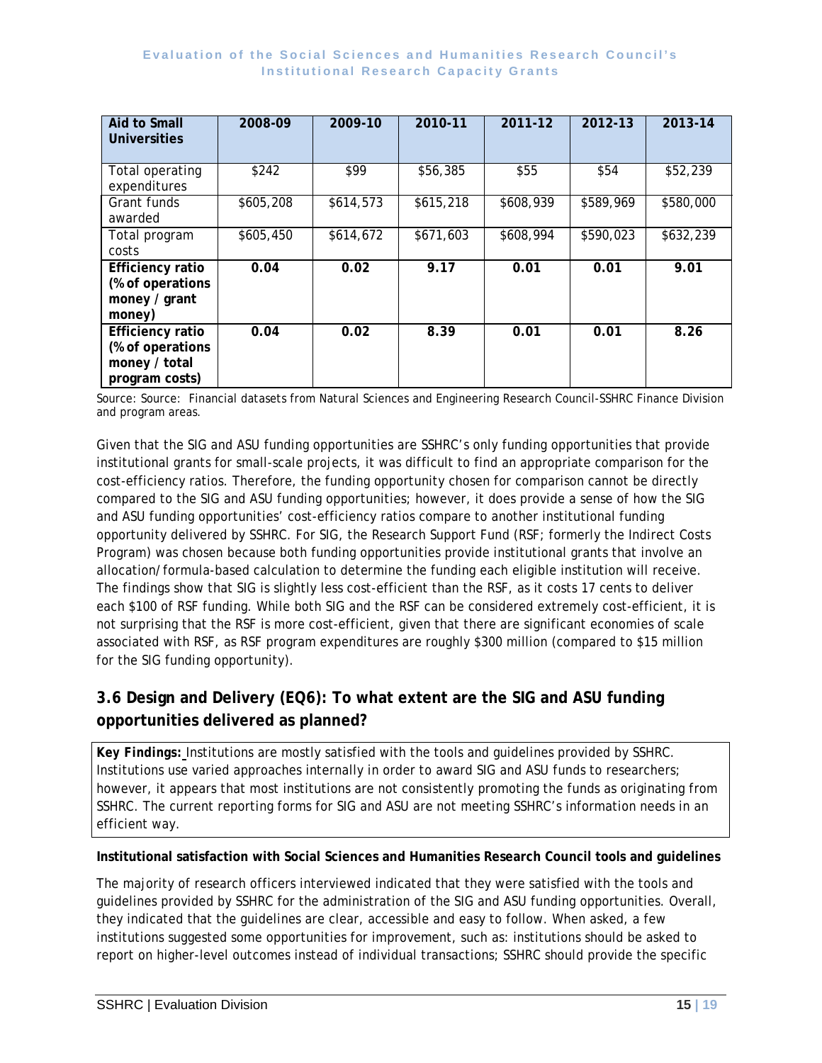| Aid to Small Universities | 2008-09 | 2009-10 | 2010-11 | 2011-12 | 2012-13 | 2013-14 |
|---|---|---|---|---|---|---|
| Total operating expenditures | $242 | $99 | $56,385 | $55 | $54 | $52,239 |
| Grant funds awarded | $605,208 | $614,573 | $615,218 | $608,939 | $589,969 | $580,000 |
| Total program costs | $605,450 | $614,672 | $671,603 | $608,994 | $590,023 | $632,239 |
| **Efficiency ratio (% of operations money / grant money)** | **0.04** | **0.02** | **9.17** | **0.01** | **0.01** | **9.01** |
| **Efficiency ratio (% of operations money / total program costs)** | **0.04** | **0.02** | **8.39** | **0.01** | **0.01** | **8.26** |

Source: Source: Financial datasets from Natural Sciences and Engineering Research Council-SSHRC Finance Division and program areas.

Given that the SIG and ASU funding opportunities are SSHRC's only funding opportunities that provide institutional grants for small-scale projects, it was difficult to find an appropriate comparison for the cost-efficiency ratios. Therefore, the funding opportunity chosen for comparison cannot be directly compared to the SIG and ASU funding opportunities; however, it does provide a sense of how the SIG and ASU funding opportunities' cost-efficiency ratios compare to another institutional funding opportunity delivered by SSHRC. For SIG, the Research Support Fund (RSF; formerly the Indirect Costs Program) was chosen because both funding opportunities provide institutional grants that involve an allocation/formula-based calculation to determine the funding each eligible institution will receive. The findings show that SIG is slightly less cost-efficient than the RSF, as it costs 17 cents to deliver each $100 of RSF funding. While both SIG and the RSF can be considered extremely cost-efficient, it is not surprising that the RSF is more cost-efficient, given that there are significant economies of scale associated with RSF, as RSF program expenditures are roughly $300 million (compared to $15 million for the SIG funding opportunity).

## 3.6 Design and Delivery (EQ6): To what extent are the SIG and ASU funding opportunities delivered as planned?

**Key Findings:** Institutions are mostly satisfied with the tools and guidelines provided by SSHRC. Institutions use varied approaches internally in order to award SIG and ASU funds to researchers; however, it appears that most institutions are not consistently promoting the funds as originating from SSHRC. The current reporting forms for SIG and ASU are not meeting SSHRC's information needs in an efficient way.

**Institutional satisfaction with Social Sciences and Humanities Research Council tools and guidelines**

The majority of research officers interviewed indicated that they were satisfied with the tools and guidelines provided by SSHRC for the administration of the SIG and ASU funding opportunities. Overall, they indicated that the guidelines are clear, accessible and easy to follow. When asked, a few institutions suggested some opportunities for improvement, such as: institutions should be asked to report on higher-level outcomes instead of individual transactions; SSHRC should provide the specific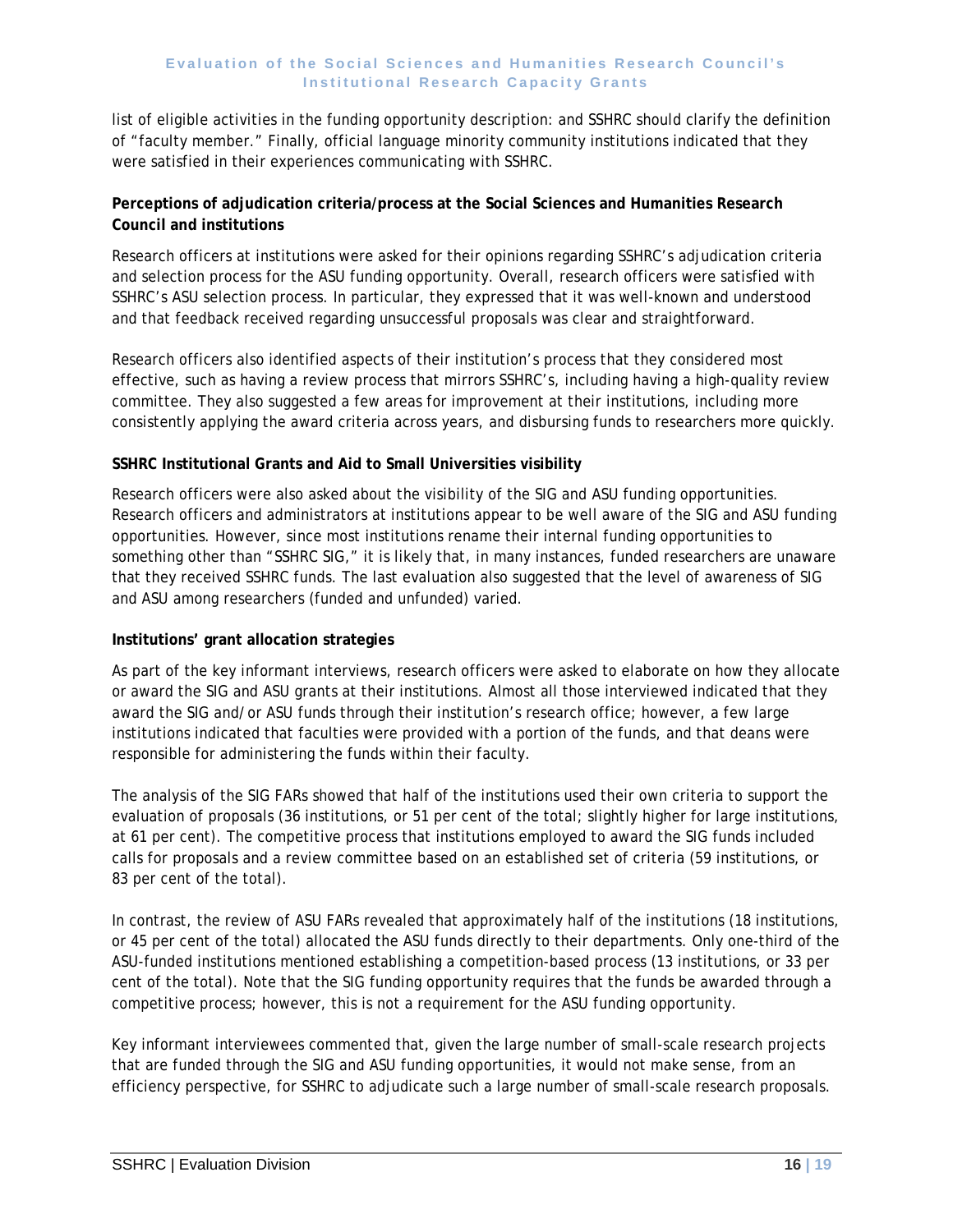list of eligible activities in the funding opportunity description: and SSHRC should clarify the definition of "faculty member." Finally, official language minority community institutions indicated that they were satisfied in their experiences communicating with SSHRC.

**Perceptions of adjudication criteria/process at the Social Sciences and Humanities Research Council and institutions**

Research officers at institutions were asked for their opinions regarding SSHRC's adjudication criteria and selection process for the ASU funding opportunity. Overall, research officers were satisfied with SSHRC's ASU selection process. In particular, they expressed that it was well-known and understood and that feedback received regarding unsuccessful proposals was clear and straightforward.

Research officers also identified aspects of their institution's process that they considered most effective, such as having a review process that mirrors SSHRC's, including having a high-quality review committee. They also suggested a few areas for improvement at their institutions, including more consistently applying the award criteria across years, and disbursing funds to researchers more quickly.

**SSHRC Institutional Grants and Aid to Small Universities visibility**

Research officers were also asked about the visibility of the SIG and ASU funding opportunities. Research officers and administrators at institutions appear to be well aware of the SIG and ASU funding opportunities. However, since most institutions rename their internal funding opportunities to something other than "SSHRC SIG," it is likely that, in many instances, funded researchers are unaware that they received SSHRC funds. The last evaluation also suggested that the level of awareness of SIG and ASU among researchers (funded and unfunded) varied.

**Institutions' grant allocation strategies**

As part of the key informant interviews, research officers were asked to elaborate on how they allocate or award the SIG and ASU grants at their institutions. Almost all those interviewed indicated that they award the SIG and/or ASU funds through their institution's research office; however, a few large institutions indicated that faculties were provided with a portion of the funds, and that deans were responsible for administering the funds within their faculty.

The analysis of the SIG FARs showed that half of the institutions used their own criteria to support the evaluation of proposals (36 institutions, or 51 per cent of the total; slightly higher for large institutions, at 61 per cent). The competitive process that institutions employed to award the SIG funds included calls for proposals and a review committee based on an established set of criteria (59 institutions, or 83 per cent of the total).

In contrast, the review of ASU FARs revealed that approximately half of the institutions (18 institutions, or 45 per cent of the total) allocated the ASU funds directly to their departments. Only one-third of the ASU-funded institutions mentioned establishing a competition-based process (13 institutions, or 33 per cent of the total). Note that the SIG funding opportunity requires that the funds be awarded through a competitive process; however, this is not a requirement for the ASU funding opportunity.

Key informant interviewees commented that, given the large number of small-scale research projects that are funded through the SIG and ASU funding opportunities, it would not make sense, from an efficiency perspective, for SSHRC to adjudicate such a large number of small-scale research proposals.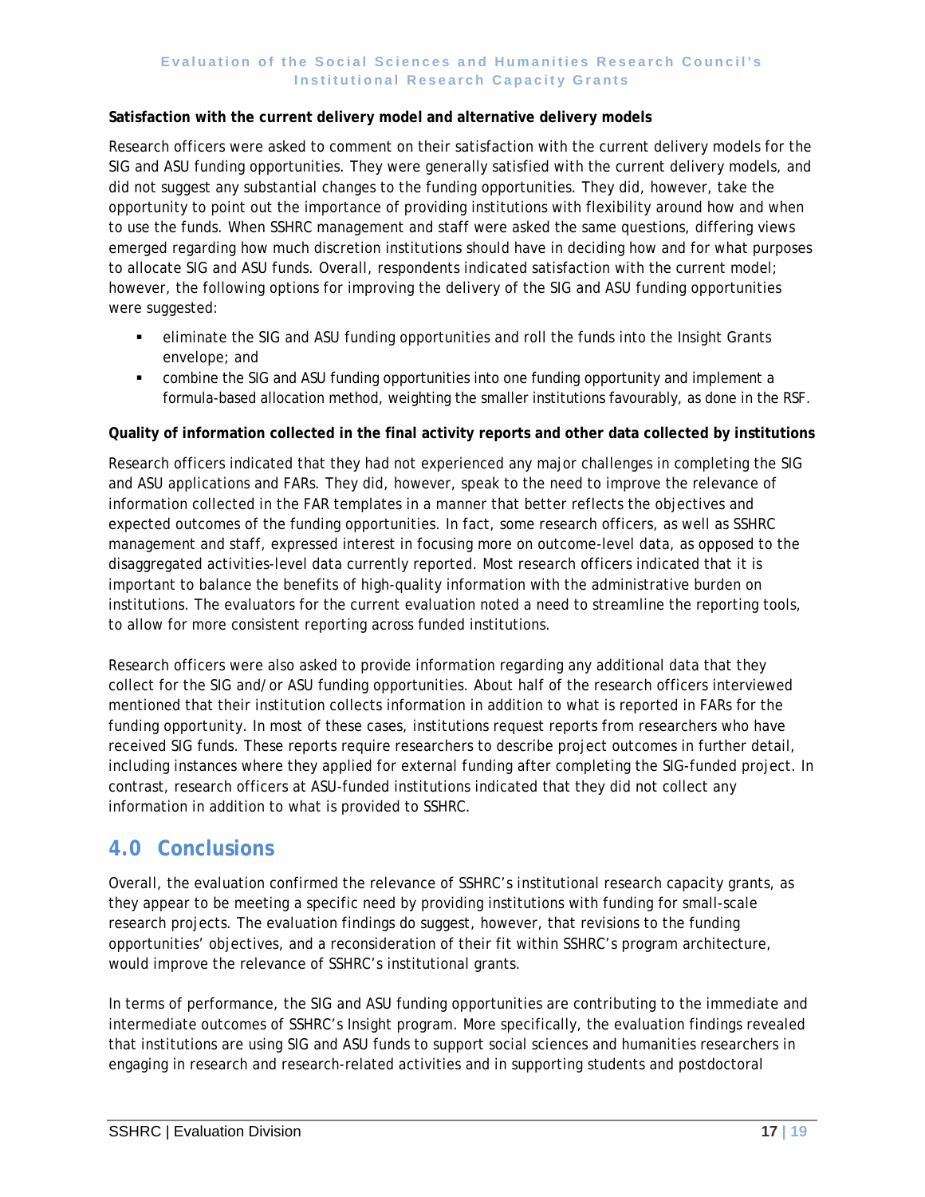**Satisfaction with the current delivery model and alternative delivery models**

Research officers were asked to comment on their satisfaction with the current delivery models for the SIG and ASU funding opportunities. They were generally satisfied with the current delivery models, and did not suggest any substantial changes to the funding opportunities. They did, however, take the opportunity to point out the importance of providing institutions with flexibility around how and when to use the funds. When SSHRC management and staff were asked the same questions, differing views emerged regarding how much discretion institutions should have in deciding how and for what purposes to allocate SIG and ASU funds. Overall, respondents indicated satisfaction with the current model; however, the following options for improving the delivery of the SIG and ASU funding opportunities were suggested:

- eliminate the SIG and ASU funding opportunities and roll the funds into the Insight Grants envelope; and
- combine the SIG and ASU funding opportunities into one funding opportunity and implement a formula-based allocation method, weighting the smaller institutions favourably, as done in the RSF.

**Quality of information collected in the final activity reports and other data collected by institutions**

Research officers indicated that they had not experienced any major challenges in completing the SIG and ASU applications and FARs. They did, however, speak to the need to improve the relevance of information collected in the FAR templates in a manner that better reflects the objectives and expected outcomes of the funding opportunities. In fact, some research officers, as well as SSHRC management and staff, expressed interest in focusing more on outcome-level data, as opposed to the disaggregated activities-level data currently reported. Most research officers indicated that it is important to balance the benefits of high-quality information with the administrative burden on institutions. The evaluators for the current evaluation noted a need to streamline the reporting tools, to allow for more consistent reporting across funded institutions.

Research officers were also asked to provide information regarding any additional data that they collect for the SIG and/or ASU funding opportunities. About half of the research officers interviewed mentioned that their institution collects information in addition to what is reported in FARs for the funding opportunity. In most of these cases, institutions request reports from researchers who have received SIG funds. These reports require researchers to describe project outcomes in further detail, including instances where they applied for external funding after completing the SIG-funded project. In contrast, research officers at ASU-funded institutions indicated that they did not collect any information in addition to what is provided to SSHRC.

## 4.0 Conclusions

Overall, the evaluation confirmed the relevance of SSHRC's institutional research capacity grants, as they appear to be meeting a specific need by providing institutions with funding for small-scale research projects. The evaluation findings do suggest, however, that revisions to the funding opportunities' objectives, and a reconsideration of their fit within SSHRC's program architecture, would improve the relevance of SSHRC's institutional grants.

In terms of performance, the SIG and ASU funding opportunities are contributing to the immediate and intermediate outcomes of SSHRC's Insight program. More specifically, the evaluation findings revealed that institutions are using SIG and ASU funds to support social sciences and humanities researchers in engaging in research and research-related activities and in supporting students and postdoctoral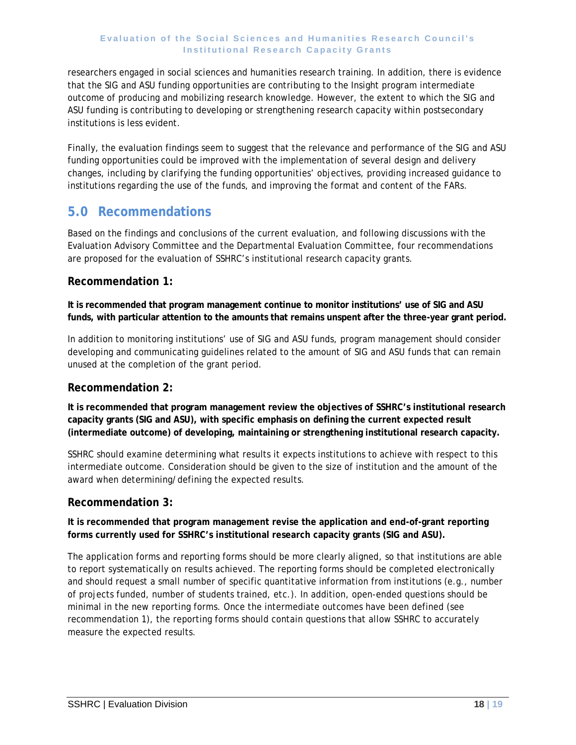researchers engaged in social sciences and humanities research training. In addition, there is evidence that the SIG and ASU funding opportunities are contributing to the Insight program intermediate outcome of producing and mobilizing research knowledge. However, the extent to which the SIG and ASU funding is contributing to developing or strengthening research capacity within postsecondary institutions is less evident.

Finally, the evaluation findings seem to suggest that the relevance and performance of the SIG and ASU funding opportunities could be improved with the implementation of several design and delivery changes, including by clarifying the funding opportunities' objectives, providing increased guidance to institutions regarding the use of the funds, and improving the format and content of the FARs.

# 5.0 Recommendations

Based on the findings and conclusions of the current evaluation, and following discussions with the Evaluation Advisory Committee and the Departmental Evaluation Committee, four recommendations are proposed for the evaluation of SSHRC's institutional research capacity grants.

## Recommendation 1:

**It is recommended that program management continue to monitor institutions' use of SIG and ASU funds, with particular attention to the amounts that remains unspent after the three-year grant period.**

In addition to monitoring institutions' use of SIG and ASU funds, program management should consider developing and communicating guidelines related to the amount of SIG and ASU funds that can remain unused at the completion of the grant period.

## Recommendation 2:

**It is recommended that program management review the objectives of SSHRC's institutional research capacity grants (SIG and ASU), with specific emphasis on defining the current expected result (intermediate outcome) of developing, maintaining or strengthening institutional research capacity.**

SSHRC should examine determining what results it expects institutions to achieve with respect to this intermediate outcome. Consideration should be given to the size of institution and the amount of the award when determining/defining the expected results.

## Recommendation 3:

**It is recommended that program management revise the application and end-of-grant reporting forms currently used for SSHRC's institutional research capacity grants (SIG and ASU).**

The application forms and reporting forms should be more clearly aligned, so that institutions are able to report systematically on results achieved. The reporting forms should be completed electronically and should request a small number of specific quantitative information from institutions (e.g., number of projects funded, number of students trained, etc.). In addition, open-ended questions should be minimal in the new reporting forms. Once the intermediate outcomes have been defined (see recommendation 1), the reporting forms should contain questions that allow SSHRC to accurately measure the expected results.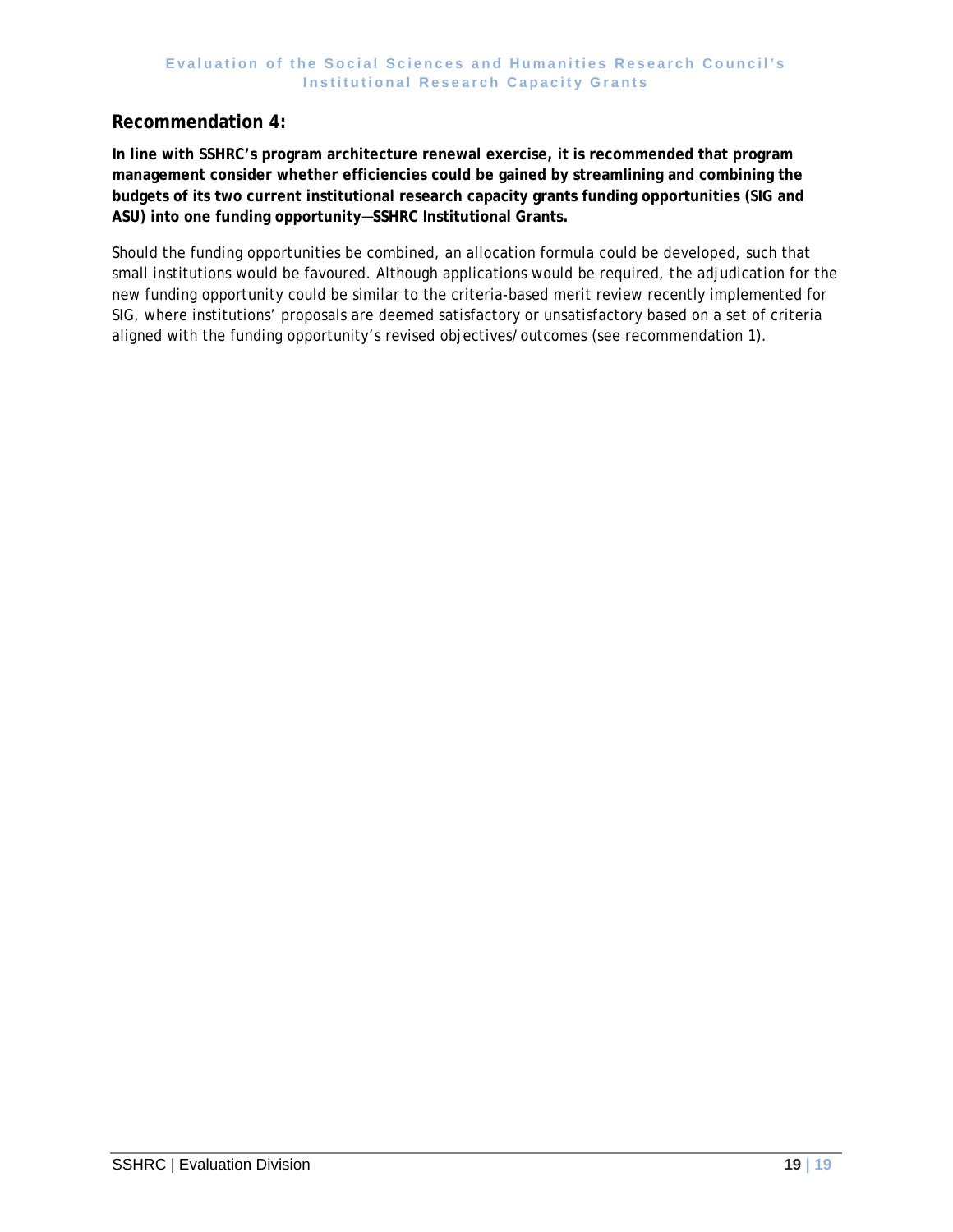## Recommendation 4:

**In line with SSHRC's program architecture renewal exercise, it is recommended that program management consider whether efficiencies could be gained by streamlining and combining the budgets of its two current institutional research capacity grants funding opportunities (SIG and ASU) into one funding opportunity—SSHRC Institutional Grants.**

Should the funding opportunities be combined, an allocation formula could be developed, such that small institutions would be favoured. Although applications would be required, the adjudication for the new funding opportunity could be similar to the criteria-based merit review recently implemented for SIG, where institutions' proposals are deemed satisfactory or unsatisfactory based on a set of criteria aligned with the funding opportunity's revised objectives/outcomes (see recommendation 1).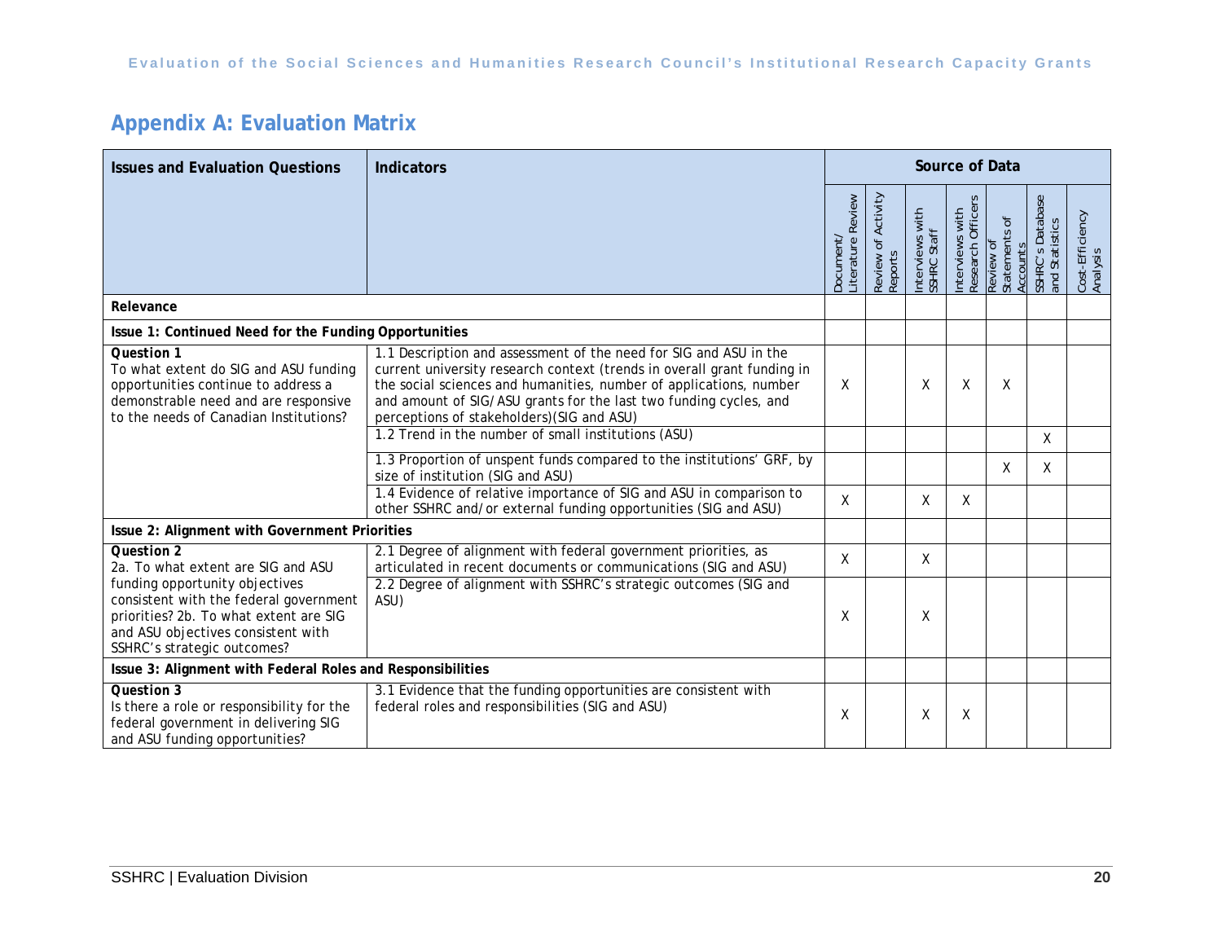## Appendix A: Evaluation Matrix

| Issues and Evaluation Questions | Indicators | Source of Data | | | | | | |
|---|---|---|---|---|---|---|---|---|
| | | Document/ Literature Review | Review of Activity Reports | Interviews with SSHRC Staff | Interviews with Research Officers | Review of Statements of Accounts | SSHRC's Database and Statistics | Cost-Efficiency Analysis |
| **Relevance** | | | | | | | | |
| **Issue 1: Continued Need for the Funding Opportunities** | | | | | | | | |
| **Question 1** To what extent do SIG and ASU funding opportunities continue to address a demonstrable need and are responsive to the needs of Canadian Institutions? | 1.1 Description and assessment of the need for SIG and ASU in the current university research context (trends in overall grant funding in the social sciences and humanities, number of applications, number and amount of SIG/ASU grants for the last two funding cycles, and perceptions of stakeholders)(SIG and ASU) | X | | X | X | X | | |
| | 1.2 Trend in the number of small institutions (ASU) | | | | | | X | |
| | 1.3 Proportion of unspent funds compared to the institutions' GRF, by size of institution (SIG and ASU) | | | | | X | X | |
| | 1.4 Evidence of relative importance of SIG and ASU in comparison to other SSHRC and/or external funding opportunities (SIG and ASU) | X | | X | X | | | |
| **Issue 2: Alignment with Government Priorities** | | | | | | | | |
| **Question 2** 2a. To what extent are SIG and ASU funding opportunity objectives consistent with the federal government priorities? 2b. To what extent are SIG and ASU objectives consistent with SSHRC's strategic outcomes? | 2.1 Degree of alignment with federal government priorities, as articulated in recent documents or communications (SIG and ASU) | X | | X | | | | |
| | 2.2 Degree of alignment with SSHRC's strategic outcomes (SIG and ASU) | X | | X | | | | |
| **Issue 3: Alignment with Federal Roles and Responsibilities** | | | | | | | | |
| **Question 3** Is there a role or responsibility for the federal government in delivering SIG and ASU funding opportunities? | 3.1 Evidence that the funding opportunities are consistent with federal roles and responsibilities (SIG and ASU) | X | | X | X | | | |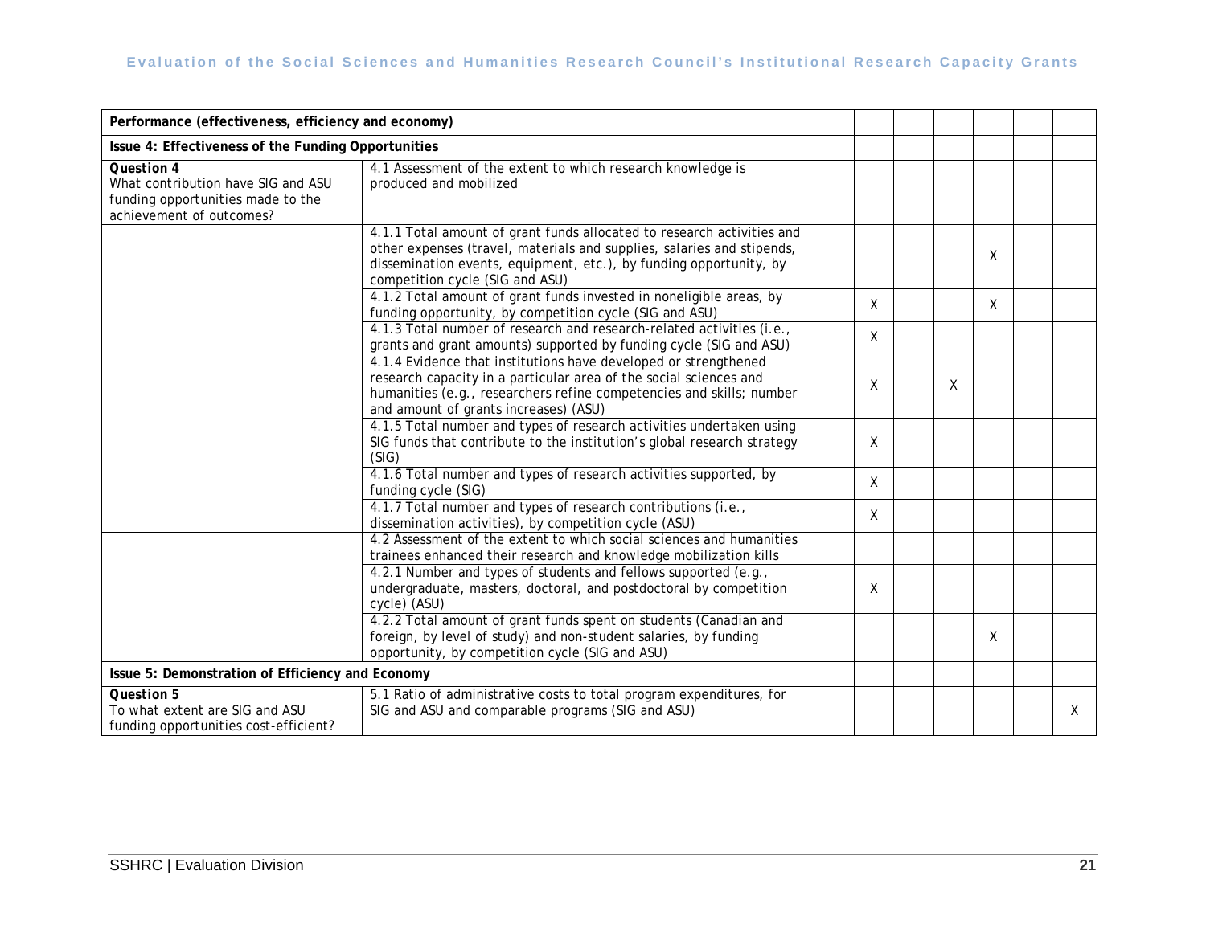| Performance (effectiveness, efficiency and economy) | | | | | | | | |
|---|---|---|---|---|---|---|---|---|
| **Issue 4: Effectiveness of the Funding Opportunities** | | | | | | | | |
| **Question 4**<br>What contribution have SIG and ASU funding opportunities made to the achievement of outcomes? | 4.1 Assessment of the extent to which research knowledge is produced and mobilized | | | | | | | |
| | 4.1.1 Total amount of grant funds allocated to research activities and other expenses (travel, materials and supplies, salaries and stipends, dissemination events, equipment, etc.), by funding opportunity, by competition cycle (SIG and ASU) | | | | | X | | |
| | 4.1.2 Total amount of grant funds invested in noneligible areas, by funding opportunity, by competition cycle (SIG and ASU) | | X | | | X | | |
| | 4.1.3 Total number of research and research-related activities (i.e., grants and grant amounts) supported by funding cycle (SIG and ASU) | | X | | | | | |
| | 4.1.4 Evidence that institutions have developed or strengthened research capacity in a particular area of the social sciences and humanities (e.g., researchers refine competencies and skills; number and amount of grants increases) (ASU) | | X | | X | | | |
| | 4.1.5 Total number and types of research activities undertaken using SIG funds that contribute to the institution's global research strategy (SIG) | | X | | | | | |
| | 4.1.6 Total number and types of research activities supported, by funding cycle (SIG) | | X | | | | | |
| | 4.1.7 Total number and types of research contributions (i.e., dissemination activities), by competition cycle (ASU) | | X | | | | | |
| | 4.2 Assessment of the extent to which social sciences and humanities trainees enhanced their research and knowledge mobilization kills | | | | | | | |
| | 4.2.1 Number and types of students and fellows supported (e.g., undergraduate, masters, doctoral, and postdoctoral by competition cycle) (ASU) | | X | | | | | |
| | 4.2.2 Total amount of grant funds spent on students (Canadian and foreign, by level of study) and non-student salaries, by funding opportunity, by competition cycle (SIG and ASU) | | | | | X | | |
| **Issue 5: Demonstration of Efficiency and Economy** | | | | | | | | |
| **Question 5**<br>To what extent are SIG and ASU funding opportunities cost-efficient? | 5.1 Ratio of administrative costs to total program expenditures, for SIG and ASU and comparable programs (SIG and ASU) | | | | | | | X |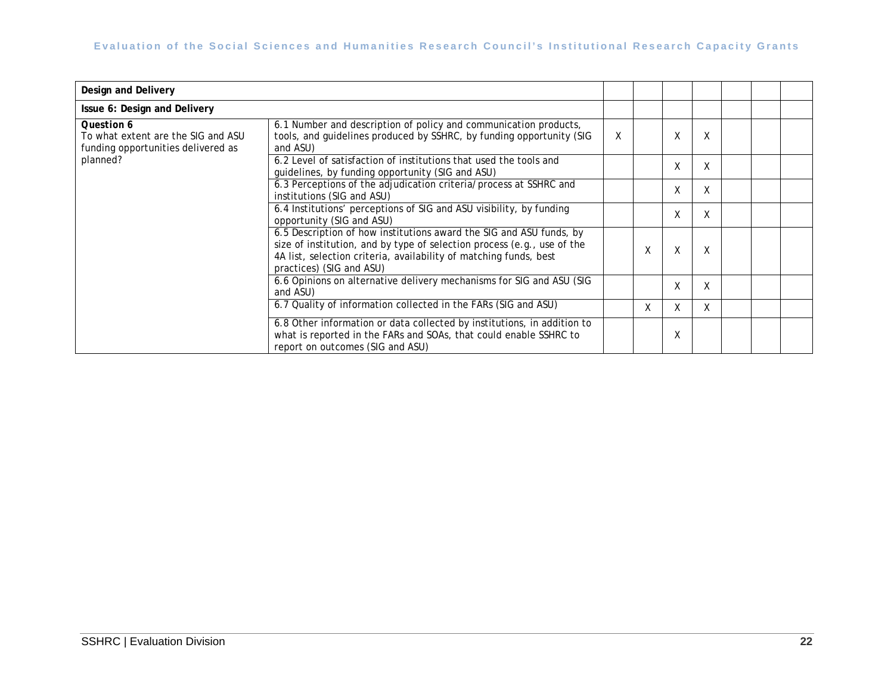| Design and Delivery | | | | | | | | |
|---|---|---|---|---|---|---|---|---|
| **Issue 6: Design and Delivery** | | | | | | | | |
| ***Question 6*** To what extent are the SIG and ASU funding opportunities delivered as planned? | 6.1 Number and description of policy and communication products, tools, and guidelines produced by SSHRC, by funding opportunity (SIG and ASU) | X | | X | X | | | |
| | 6.2 Level of satisfaction of institutions that used the tools and guidelines, by funding opportunity (SIG and ASU) | | | X | X | | | |
| | 6.3 Perceptions of the adjudication criteria/process at SSHRC and institutions (SIG and ASU) | | | X | X | | | |
| | 6.4 Institutions' perceptions of SIG and ASU visibility, by funding opportunity (SIG and ASU) | | | X | X | | | |
| | 6.5 Description of how institutions award the SIG and ASU funds, by size of institution, and by type of selection process (e.g., use of the 4A list, selection criteria, availability of matching funds, best practices) (SIG and ASU) | | X | X | X | | | |
| | 6.6 Opinions on alternative delivery mechanisms for SIG and ASU (SIG and ASU) | | | X | X | | | |
| | 6.7 Quality of information collected in the FARs (SIG and ASU) | | X | X | X | | | |
| | 6.8 Other information or data collected by institutions, in addition to what is reported in the FARs and SOAs, that could enable SSHRC to report on outcomes (SIG and ASU) | | | X | | | | |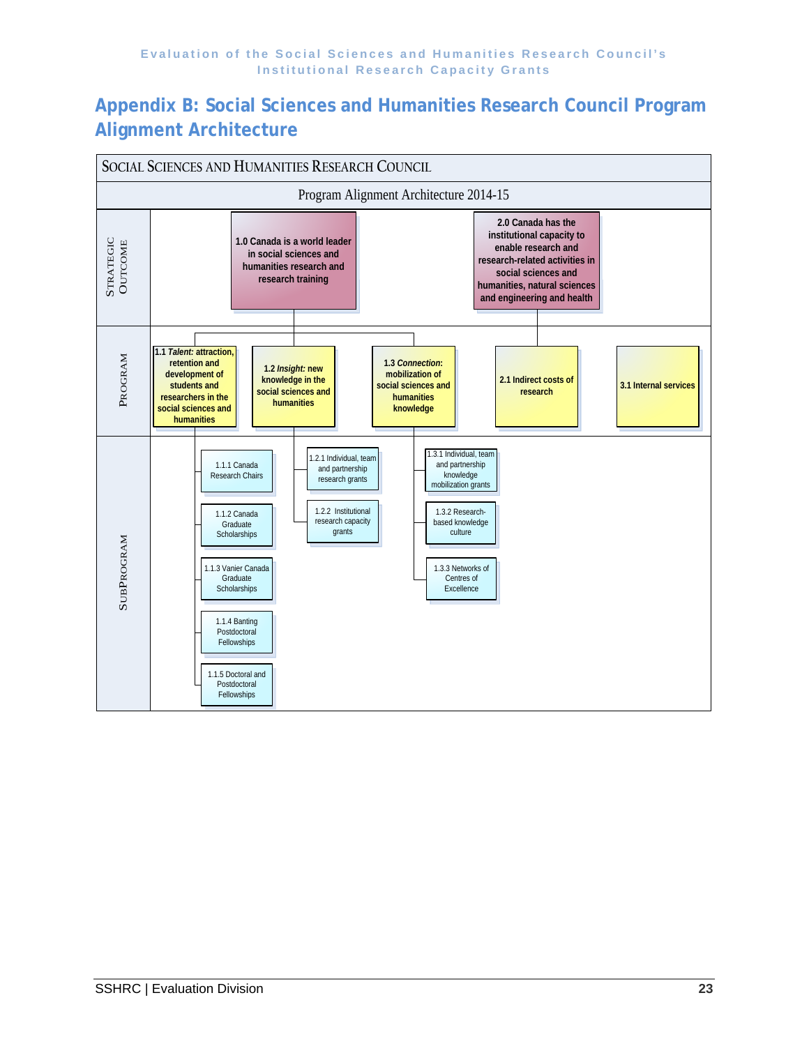## Appendix B: Social Sciences and Humanities Research Council Program Alignment Architecture

**SOCIAL SCIENCES AND HUMANITIES RESEARCH COUNCIL**

**Program Alignment Architecture 2014-15**

**STRATEGIC OUTCOME**

- **1.0 Canada is a world leader in social sciences and humanities research and research training**
- **2.0 Canada has the institutional capacity to enable research and research-related activities in social sciences and humanities, natural sciences and engineering and health**

**PROGRAM**

- **1.1 *Talent:* attraction, retention and development of students and researchers in the social sciences and humanities**
- **1.2 *Insight:* new knowledge in the social sciences and humanities**
- **1.3 *Connection:* mobilization of social sciences and humanities knowledge**
- **2.1 Indirect costs of research**
- **3.1 Internal services**

**SUBPROGRAM**

- 1.1 *Talent*
  - 1.1.1 Canada Research Chairs
  - 1.1.2 Canada Graduate Scholarships
  - 1.1.3 Vanier Canada Graduate Scholarships
  - 1.1.4 Banting Postdoctoral Fellowships
  - 1.1.5 Doctoral and Postdoctoral Fellowships
- 1.2 *Insight*
  - 1.2.1 Individual, team and partnership research grants
  - 1.2.2 Institutional research capacity grants
- 1.3 *Connection*
  - 1.3.1 Individual, team and partnership knowledge mobilization grants
  - 1.3.2 Research-based knowledge culture
  - 1.3.3 Networks of Centres of Excellence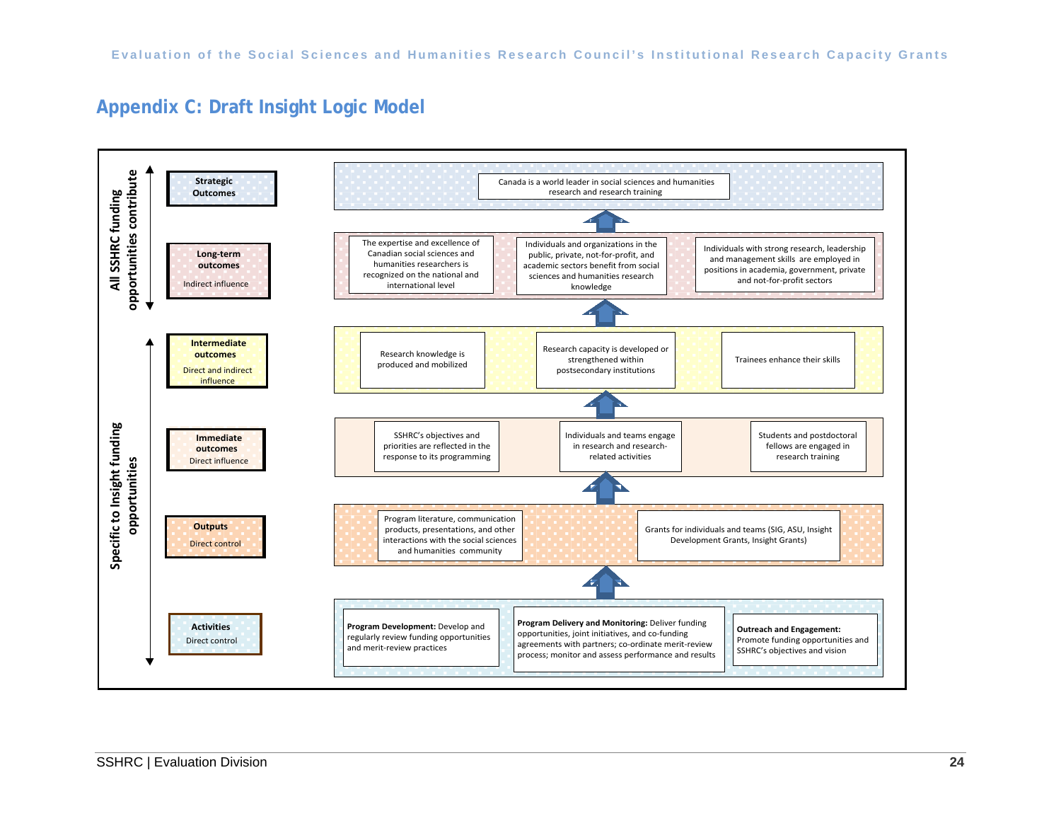## Appendix C: Draft Insight Logic Model

**All SSHRC funding opportunities contribute**

| Level | Content |
|---|---|
| **Strategic Outcomes** | Canada is a world leader in social sciences and humanities research and research training |
| **Long-term outcomes** (Indirect influence) | The expertise and excellence of Canadian social sciences and humanities researchers is recognized on the national and international level; Individuals and organizations in the public, private, not-for-profit, and academic sectors benefit from social sciences and humanities research knowledge; Individuals with strong research, leadership and management skills are employed in positions in academia, government, private and not-for-profit sectors |

**Specific to Insight funding opportunities**

| Level | Content |
|---|---|
| **Intermediate outcomes** (Direct and indirect influence) | Research knowledge is produced and mobilized; Research capacity is developed or strengthened within postsecondary institutions; Trainees enhance their skills |
| **Immediate outcomes** (Direct influence) | SSHRC's objectives and priorities are reflected in the response to its programming; Individuals and teams engage in research and research-related activities; Students and postdoctoral fellows are engaged in research training |
| **Outputs** (Direct control) | Program literature, communication products, presentations, and other interactions with the social sciences and humanities community; Grants for individuals and teams (SIG, ASU, Insight Development Grants, Insight Grants) |
| **Activities** (Direct control) | **Program Development:** Develop and regularly review funding opportunities and merit-review practices; **Program Delivery and Monitoring:** Deliver funding opportunities, joint initiatives, and co-funding agreements with partners; co-ordinate merit-review process; monitor and assess performance and results; **Outreach and Engagement:** Promote funding opportunities and SSHRC's objectives and vision |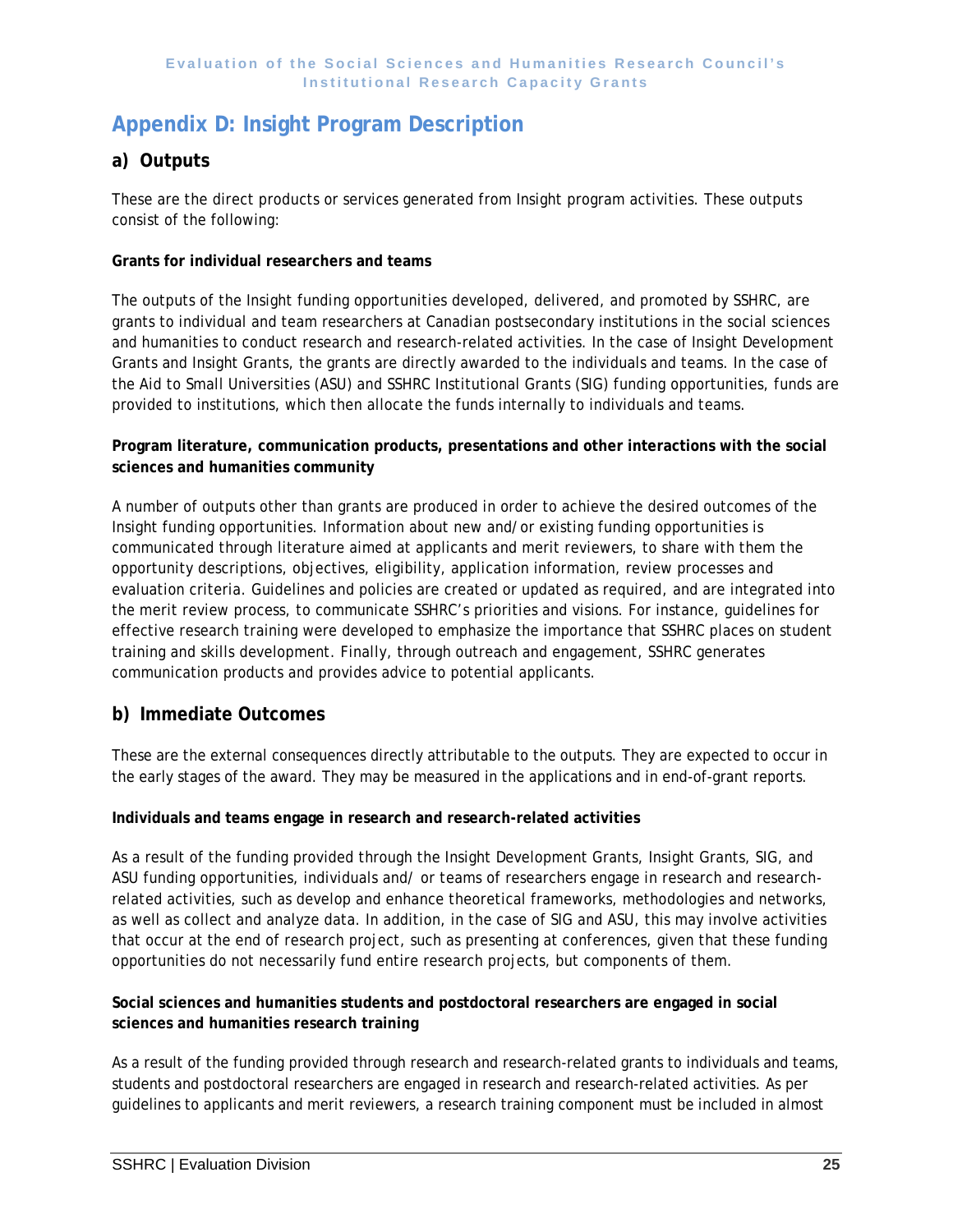# Appendix D: Insight Program Description

## a) Outputs

These are the direct products or services generated from Insight program activities. These outputs consist of the following:

**Grants for individual researchers and teams**

The outputs of the Insight funding opportunities developed, delivered, and promoted by SSHRC, are grants to individual and team researchers at Canadian postsecondary institutions in the social sciences and humanities to conduct research and research-related activities. In the case of Insight Development Grants and Insight Grants, the grants are directly awarded to the individuals and teams. In the case of the Aid to Small Universities (ASU) and SSHRC Institutional Grants (SIG) funding opportunities, funds are provided to institutions, which then allocate the funds internally to individuals and teams.

**Program literature, communication products, presentations and other interactions with the social sciences and humanities community**

A number of outputs other than grants are produced in order to achieve the desired outcomes of the Insight funding opportunities. Information about new and/or existing funding opportunities is communicated through literature aimed at applicants and merit reviewers, to share with them the opportunity descriptions, objectives, eligibility, application information, review processes and evaluation criteria. Guidelines and policies are created or updated as required, and are integrated into the merit review process, to communicate SSHRC's priorities and visions. For instance, guidelines for effective research training were developed to emphasize the importance that SSHRC places on student training and skills development. Finally, through outreach and engagement, SSHRC generates communication products and provides advice to potential applicants.

## b) Immediate Outcomes

These are the external consequences directly attributable to the outputs. They are expected to occur in the early stages of the award. They may be measured in the applications and in end-of-grant reports.

**Individuals and teams engage in research and research-related activities**

As a result of the funding provided through the Insight Development Grants, Insight Grants, SIG, and ASU funding opportunities, individuals and/ or teams of researchers engage in research and research-related activities, such as develop and enhance theoretical frameworks, methodologies and networks, as well as collect and analyze data. In addition, in the case of SIG and ASU, this may involve activities that occur at the end of research project, such as presenting at conferences, given that these funding opportunities do not necessarily fund entire research projects, but components of them.

**Social sciences and humanities students and postdoctoral researchers are engaged in social sciences and humanities research training**

As a result of the funding provided through research and research-related grants to individuals and teams, students and postdoctoral researchers are engaged in research and research-related activities. As per guidelines to applicants and merit reviewers, a research training component must be included in almost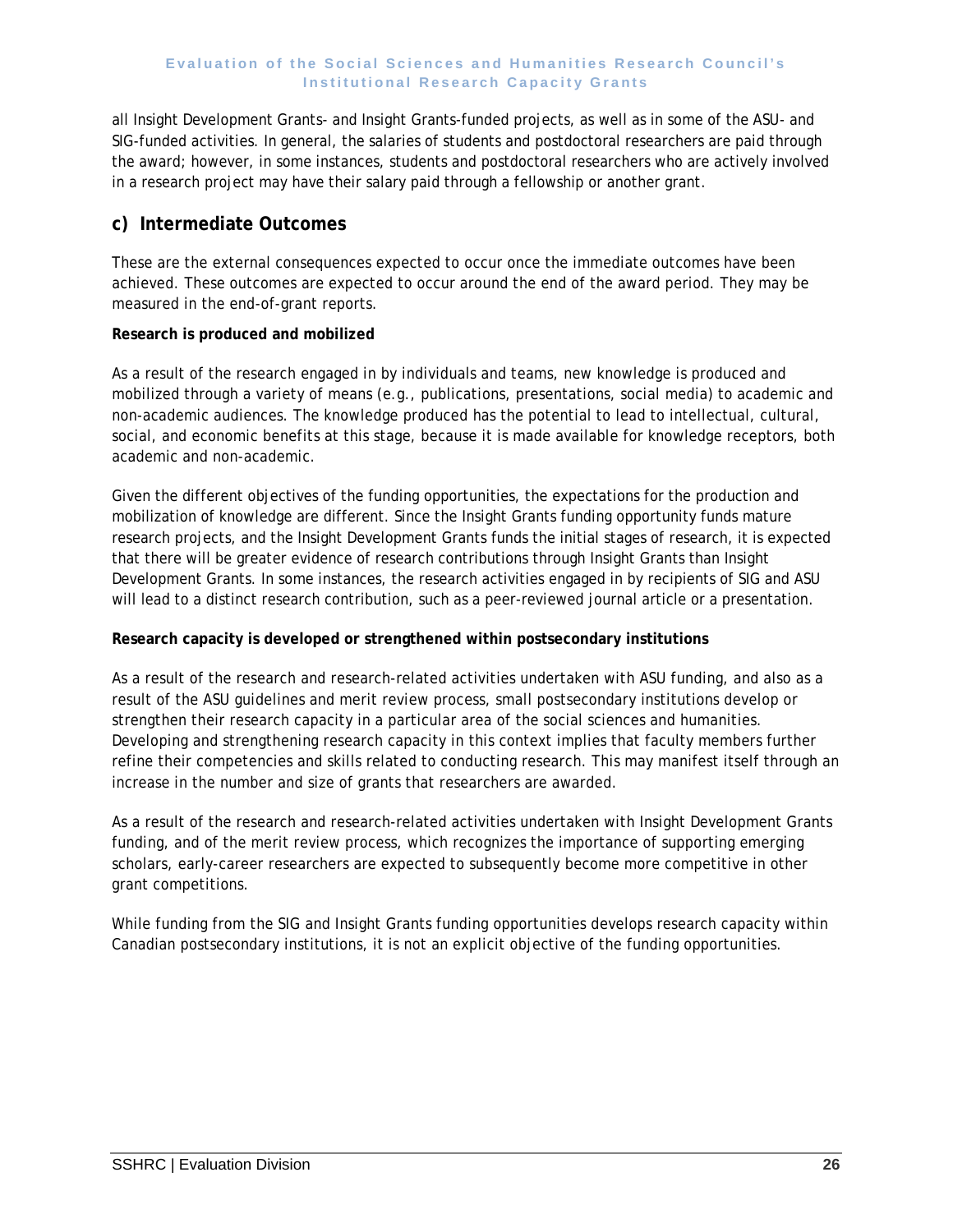all Insight Development Grants- and Insight Grants-funded projects, as well as in some of the ASU- and SIG-funded activities. In general, the salaries of students and postdoctoral researchers are paid through the award; however, in some instances, students and postdoctoral researchers who are actively involved in a research project may have their salary paid through a fellowship or another grant.

## c) Intermediate Outcomes

These are the external consequences expected to occur once the immediate outcomes have been achieved. These outcomes are expected to occur around the end of the award period. They may be measured in the end-of-grant reports.

**Research is produced and mobilized**

As a result of the research engaged in by individuals and teams, new knowledge is produced and mobilized through a variety of means (e.g., publications, presentations, social media) to academic and non-academic audiences. The knowledge produced has the potential to lead to intellectual, cultural, social, and economic benefits at this stage, because it is made available for knowledge receptors, both academic and non-academic.

Given the different objectives of the funding opportunities, the expectations for the production and mobilization of knowledge are different. Since the Insight Grants funding opportunity funds mature research projects, and the Insight Development Grants funds the initial stages of research, it is expected that there will be greater evidence of research contributions through Insight Grants than Insight Development Grants. In some instances, the research activities engaged in by recipients of SIG and ASU will lead to a distinct research contribution, such as a peer-reviewed journal article or a presentation.

**Research capacity is developed or strengthened within postsecondary institutions**

As a result of the research and research-related activities undertaken with ASU funding, and also as a result of the ASU guidelines and merit review process, small postsecondary institutions develop or strengthen their research capacity in a particular area of the social sciences and humanities. Developing and strengthening research capacity in this context implies that faculty members further refine their competencies and skills related to conducting research. This may manifest itself through an increase in the number and size of grants that researchers are awarded.

As a result of the research and research-related activities undertaken with Insight Development Grants funding, and of the merit review process, which recognizes the importance of supporting emerging scholars, early-career researchers are expected to subsequently become more competitive in other grant competitions.

While funding from the SIG and Insight Grants funding opportunities develops research capacity within Canadian postsecondary institutions, it is not an explicit objective of the funding opportunities.